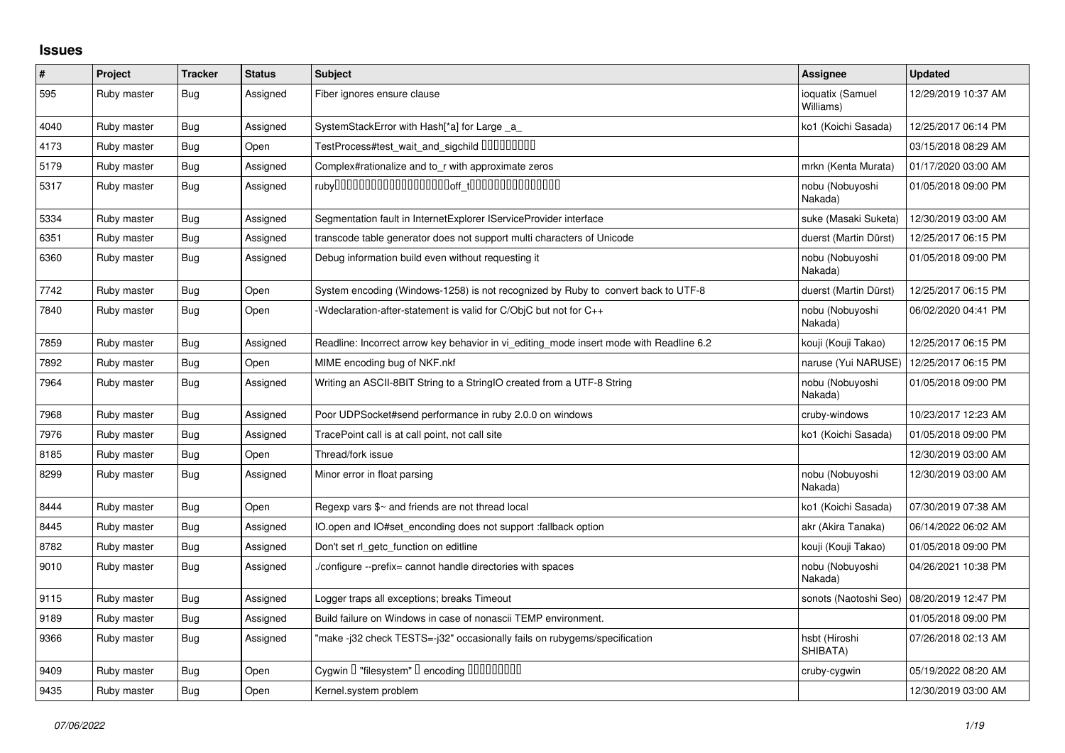# Issues

| # | Project | Tracker | Status | Subject | Assignee | Updated |
|---|---|---|---|---|---|---|
| 595 | Ruby master | Bug | Assigned | Fiber ignores ensure clause | ioquatix (Samuel Williams) | 12/29/2019 10:37 AM |
| 4040 | Ruby master | Bug | Assigned | SystemStackError with Hash[*a] for Large _a_ | ko1 (Koichi Sasada) | 12/25/2017 06:14 PM |
| 4173 | Ruby master | Bug | Open | TestProcess#test_wait_and_sigchild ���������� | | 03/15/2018 08:29 AM |
| 5179 | Ruby master | Bug | Assigned | Complex#rationalize and to_r with approximate zeros | mrkn (Kenta Murata) | 01/17/2020 03:00 AM |
| 5317 | Ruby master | Bug | Assigned | ruby��������������������off_t���������������� | nobu (Nobuyoshi Nakada) | 01/05/2018 09:00 PM |
| 5334 | Ruby master | Bug | Assigned | Segmentation fault in InternetExplorer IServiceProvider interface | suke (Masaki Suketa) | 12/30/2019 03:00 AM |
| 6351 | Ruby master | Bug | Assigned | transcode table generator does not support multi characters of Unicode | duerst (Martin Dürst) | 12/25/2017 06:15 PM |
| 6360 | Ruby master | Bug | Assigned | Debug information build even without requesting it | nobu (Nobuyoshi Nakada) | 01/05/2018 09:00 PM |
| 7742 | Ruby master | Bug | Open | System encoding (Windows-1258) is not recognized by Ruby to convert back to UTF-8 | duerst (Martin Dürst) | 12/25/2017 06:15 PM |
| 7840 | Ruby master | Bug | Open | -Wdeclaration-after-statement is valid for C/ObjC but not for C++ | nobu (Nobuyoshi Nakada) | 06/02/2020 04:41 PM |
| 7859 | Ruby master | Bug | Assigned | Readline: Incorrect arrow key behavior in vi_editing_mode insert mode with Readline 6.2 | kouji (Kouji Takao) | 12/25/2017 06:15 PM |
| 7892 | Ruby master | Bug | Open | MIME encoding bug of NKF.nkf | naruse (Yui NARUSE) | 12/25/2017 06:15 PM |
| 7964 | Ruby master | Bug | Assigned | Writing an ASCII-8BIT String to a StringIO created from a UTF-8 String | nobu (Nobuyoshi Nakada) | 01/05/2018 09:00 PM |
| 7968 | Ruby master | Bug | Assigned | Poor UDPSocket#send performance in ruby 2.0.0 on windows | cruby-windows | 10/23/2017 12:23 AM |
| 7976 | Ruby master | Bug | Assigned | TracePoint call is at call point, not call site | ko1 (Koichi Sasada) | 01/05/2018 09:00 PM |
| 8185 | Ruby master | Bug | Open | Thread/fork issue | | 12/30/2019 03:00 AM |
| 8299 | Ruby master | Bug | Assigned | Minor error in float parsing | nobu (Nobuyoshi Nakada) | 12/30/2019 03:00 AM |
| 8444 | Ruby master | Bug | Open | Regexp vars $~ and friends are not thread local | ko1 (Koichi Sasada) | 07/30/2019 07:38 AM |
| 8445 | Ruby master | Bug | Assigned | IO.open and IO#set_enconding does not support :fallback option | akr (Akira Tanaka) | 06/14/2022 06:02 AM |
| 8782 | Ruby master | Bug | Assigned | Don't set rl_getc_function on editline | kouji (Kouji Takao) | 01/05/2018 09:00 PM |
| 9010 | Ruby master | Bug | Assigned | ./configure --prefix= cannot handle directories with spaces | nobu (Nobuyoshi Nakada) | 04/26/2021 10:38 PM |
| 9115 | Ruby master | Bug | Assigned | Logger traps all exceptions; breaks Timeout | sonots (Naotoshi Seo) | 08/20/2019 12:47 PM |
| 9189 | Ruby master | Bug | Assigned | Build failure on Windows in case of nonascii TEMP environment. | | 01/05/2018 09:00 PM |
| 9366 | Ruby master | Bug | Assigned | "make -j32 check TESTS=-j32" occasionally fails on rubygems/specification | hsbt (Hiroshi SHIBATA) | 07/26/2018 02:13 AM |
| 9409 | Ruby master | Bug | Open | Cygwin � "filesystem" � encoding ��������� | cruby-cygwin | 05/19/2022 08:20 AM |
| 9435 | Ruby master | Bug | Open | Kernel.system problem | | 12/30/2019 03:00 AM |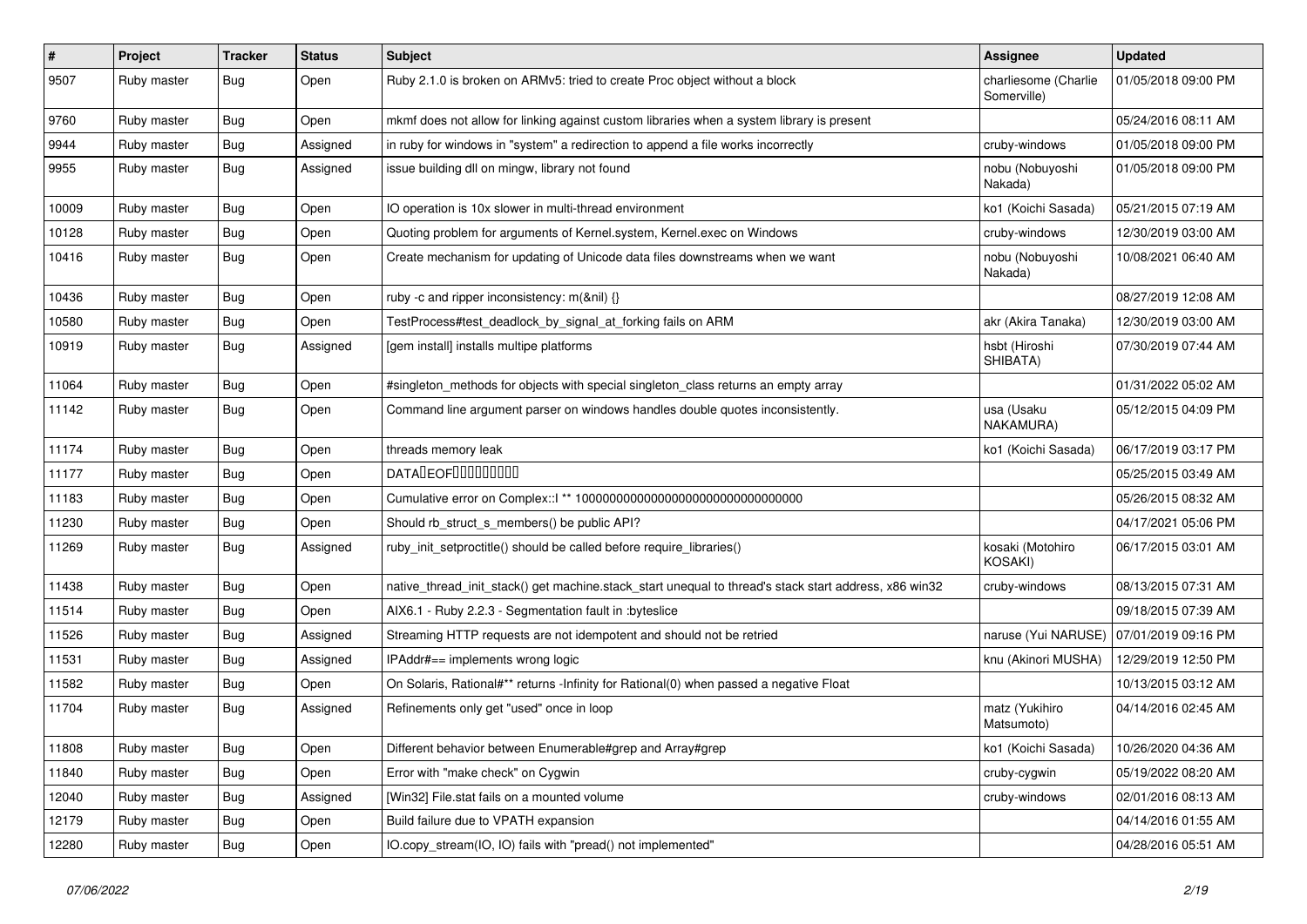| # | Project | Tracker | Status | Subject | Assignee | Updated |
| --- | --- | --- | --- | --- | --- | --- |
| 9507 | Ruby master | Bug | Open | Ruby 2.1.0 is broken on ARMv5: tried to create Proc object without a block | charliesome (Charlie Somerville) | 01/05/2018 09:00 PM |
| 9760 | Ruby master | Bug | Open | mkmf does not allow for linking against custom libraries when a system library is present | | 05/24/2016 08:11 AM |
| 9944 | Ruby master | Bug | Assigned | in ruby for windows in "system" a redirection to append a file works incorrectly | cruby-windows | 01/05/2018 09:00 PM |
| 9955 | Ruby master | Bug | Assigned | issue building dll on mingw, library not found | nobu (Nobuyoshi Nakada) | 01/05/2018 09:00 PM |
| 10009 | Ruby master | Bug | Open | IO operation is 10x slower in multi-thread environment | ko1 (Koichi Sasada) | 05/21/2015 07:19 AM |
| 10128 | Ruby master | Bug | Open | Quoting problem for arguments of Kernel.system, Kernel.exec on Windows | cruby-windows | 12/30/2019 03:00 AM |
| 10416 | Ruby master | Bug | Open | Create mechanism for updating of Unicode data files downstreams when we want | nobu (Nobuyoshi Nakada) | 10/08/2021 06:40 AM |
| 10436 | Ruby master | Bug | Open | ruby -c and ripper inconsistency: m(&nil) {} | | 08/27/2019 12:08 AM |
| 10580 | Ruby master | Bug | Open | TestProcess#test_deadlock_by_signal_at_forking fails on ARM | akr (Akira Tanaka) | 12/30/2019 03:00 AM |
| 10919 | Ruby master | Bug | Assigned | [gem install] installs multipe platforms | hsbt (Hiroshi SHIBATA) | 07/30/2019 07:44 AM |
| 11064 | Ruby master | Bug | Open | #singleton_methods for objects with special singleton_class returns an empty array | | 01/31/2022 05:02 AM |
| 11142 | Ruby master | Bug | Open | Command line argument parser on windows handles double quotes inconsistently. | usa (Usaku NAKAMURA) | 05/12/2015 04:09 PM |
| 11174 | Ruby master | Bug | Open | threads memory leak | ko1 (Koichi Sasada) | 06/17/2019 03:17 PM |
| 11177 | Ruby master | Bug | Open | DATA�EOF��������� | | 05/25/2015 03:49 AM |
| 11183 | Ruby master | Bug | Open | Cumulative error on Complex::I ** 100000000000000000000000000000000 | | 05/26/2015 08:32 AM |
| 11230 | Ruby master | Bug | Open | Should rb_struct_s_members() be public API? | | 04/17/2021 05:06 PM |
| 11269 | Ruby master | Bug | Assigned | ruby_init_setproctitle() should be called before require_libraries() | kosaki (Motohiro KOSAKI) | 06/17/2015 03:01 AM |
| 11438 | Ruby master | Bug | Open | native_thread_init_stack() get machine.stack_start unequal to thread's stack start address, x86 win32 | cruby-windows | 08/13/2015 07:31 AM |
| 11514 | Ruby master | Bug | Open | AIX6.1 - Ruby 2.2.3 - Segmentation fault in :byteslice | | 09/18/2015 07:39 AM |
| 11526 | Ruby master | Bug | Assigned | Streaming HTTP requests are not idempotent and should not be retried | naruse (Yui NARUSE) | 07/01/2019 09:16 PM |
| 11531 | Ruby master | Bug | Assigned | IPAddr#== implements wrong logic | knu (Akinori MUSHA) | 12/29/2019 12:50 PM |
| 11582 | Ruby master | Bug | Open | On Solaris, Rational#** returns -Infinity for Rational(0) when passed a negative Float | | 10/13/2015 03:12 AM |
| 11704 | Ruby master | Bug | Assigned | Refinements only get "used" once in loop | matz (Yukihiro Matsumoto) | 04/14/2016 02:45 AM |
| 11808 | Ruby master | Bug | Open | Different behavior between Enumerable#grep and Array#grep | ko1 (Koichi Sasada) | 10/26/2020 04:36 AM |
| 11840 | Ruby master | Bug | Open | Error with "make check" on Cygwin | cruby-cygwin | 05/19/2022 08:20 AM |
| 12040 | Ruby master | Bug | Assigned | [Win32] File.stat fails on a mounted volume | cruby-windows | 02/01/2016 08:13 AM |
| 12179 | Ruby master | Bug | Open | Build failure due to VPATH expansion | | 04/14/2016 01:55 AM |
| 12280 | Ruby master | Bug | Open | IO.copy_stream(IO, IO) fails with "pread() not implemented" | | 04/28/2016 05:51 AM |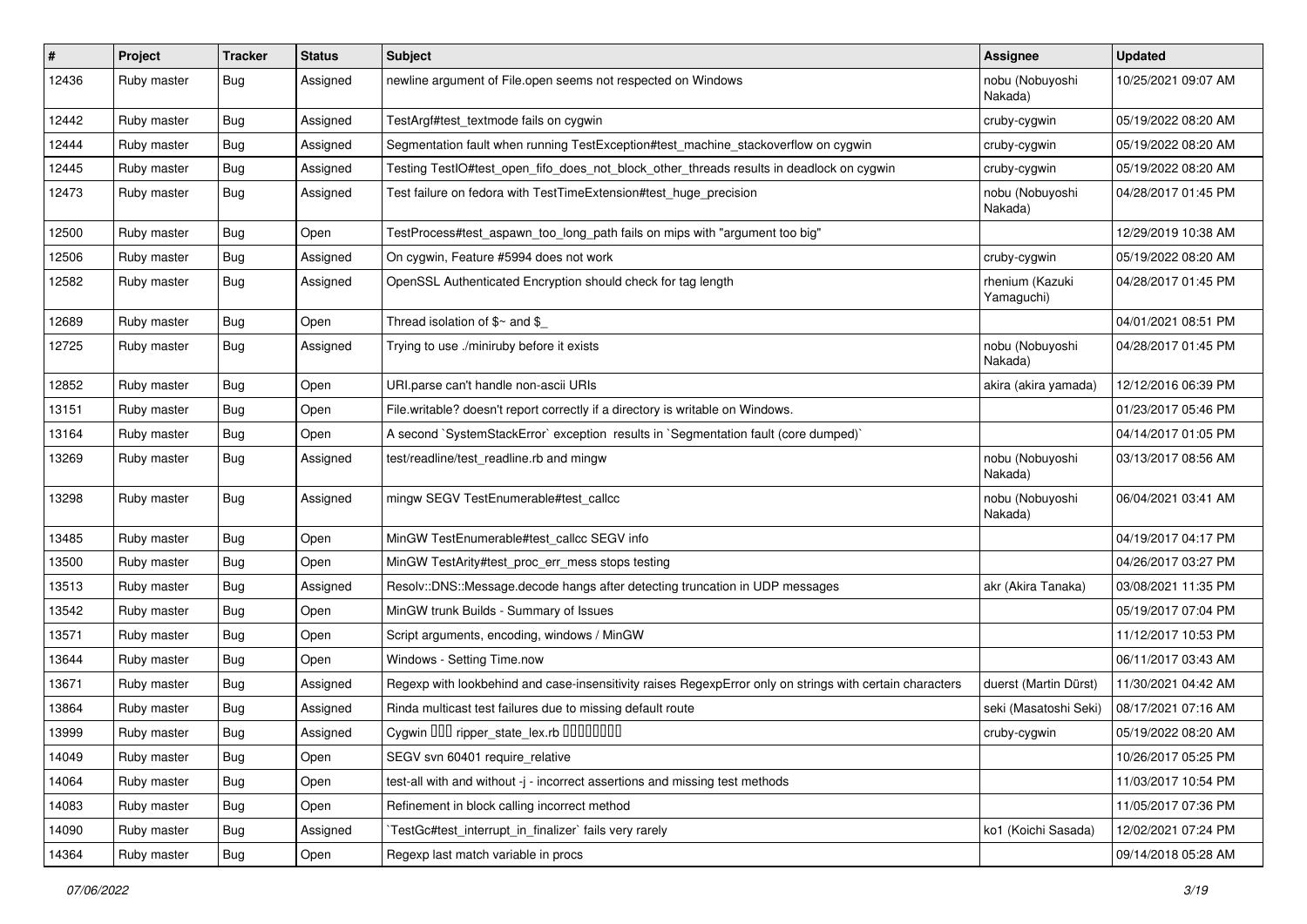| # | Project | Tracker | Status | Subject | Assignee | Updated |
|---|---|---|---|---|---|---|
| 12436 | Ruby master | Bug | Assigned | newline argument of File.open seems not respected on Windows | nobu (Nobuyoshi Nakada) | 10/25/2021 09:07 AM |
| 12442 | Ruby master | Bug | Assigned | TestArgf#test_textmode fails on cygwin | cruby-cygwin | 05/19/2022 08:20 AM |
| 12444 | Ruby master | Bug | Assigned | Segmentation fault when running TestException#test_machine_stackoverflow on cygwin | cruby-cygwin | 05/19/2022 08:20 AM |
| 12445 | Ruby master | Bug | Assigned | Testing TestIO#test_open_fifo_does_not_block_other_threads results in deadlock on cygwin | cruby-cygwin | 05/19/2022 08:20 AM |
| 12473 | Ruby master | Bug | Assigned | Test failure on fedora with TestTimeExtension#test_huge_precision | nobu (Nobuyoshi Nakada) | 04/28/2017 01:45 PM |
| 12500 | Ruby master | Bug | Open | TestProcess#test_aspawn_too_long_path fails on mips with "argument too big" | | 12/29/2019 10:38 AM |
| 12506 | Ruby master | Bug | Assigned | On cygwin, Feature #5994 does not work | cruby-cygwin | 05/19/2022 08:20 AM |
| 12582 | Ruby master | Bug | Assigned | OpenSSL Authenticated Encryption should check for tag length | rhenium (Kazuki Yamaguchi) | 04/28/2017 01:45 PM |
| 12689 | Ruby master | Bug | Open | Thread isolation of $~ and $_ | | 04/01/2021 08:51 PM |
| 12725 | Ruby master | Bug | Assigned | Trying to use ./miniruby before it exists | nobu (Nobuyoshi Nakada) | 04/28/2017 01:45 PM |
| 12852 | Ruby master | Bug | Open | URI.parse can't handle non-ascii URIs | akira (akira yamada) | 12/12/2016 06:39 PM |
| 13151 | Ruby master | Bug | Open | File.writable? doesn't report correctly if a directory is writable on Windows. | | 01/23/2017 05:46 PM |
| 13164 | Ruby master | Bug | Open | A second `SystemStackError` exception results in `Segmentation fault (core dumped)` | | 04/14/2017 01:05 PM |
| 13269 | Ruby master | Bug | Assigned | test/readline/test_readline.rb and mingw | nobu (Nobuyoshi Nakada) | 03/13/2017 08:56 AM |
| 13298 | Ruby master | Bug | Assigned | mingw SEGV TestEnumerable#test_callcc | nobu (Nobuyoshi Nakada) | 06/04/2021 03:41 AM |
| 13485 | Ruby master | Bug | Open | MinGW TestEnumerable#test_callcc SEGV info | | 04/19/2017 04:17 PM |
| 13500 | Ruby master | Bug | Open | MinGW TestArity#test_proc_err_mess stops testing | | 04/26/2017 03:27 PM |
| 13513 | Ruby master | Bug | Assigned | Resolv::DNS::Message.decode hangs after detecting truncation in UDP messages | akr (Akira Tanaka) | 03/08/2021 11:35 PM |
| 13542 | Ruby master | Bug | Open | MinGW trunk Builds - Summary of Issues | | 05/19/2017 07:04 PM |
| 13571 | Ruby master | Bug | Open | Script arguments, encoding, windows / MinGW | | 11/12/2017 10:53 PM |
| 13644 | Ruby master | Bug | Open | Windows - Setting Time.now | | 06/11/2017 03:43 AM |
| 13671 | Ruby master | Bug | Assigned | Regexp with lookbehind and case-insensitivity raises RegexpError only on strings with certain characters | duerst (Martin Dürst) | 11/30/2021 04:42 AM |
| 13864 | Ruby master | Bug | Assigned | Rinda multicast test failures due to missing default route | seki (Masatoshi Seki) | 08/17/2021 07:16 AM |
| 13999 | Ruby master | Bug | Assigned | Cygwin ��� ripper_state_lex.rb ��������� | cruby-cygwin | 05/19/2022 08:20 AM |
| 14049 | Ruby master | Bug | Open | SEGV svn 60401 require_relative | | 10/26/2017 05:25 PM |
| 14064 | Ruby master | Bug | Open | test-all with and without -j - incorrect assertions and missing test methods | | 11/03/2017 10:54 PM |
| 14083 | Ruby master | Bug | Open | Refinement in block calling incorrect method | | 11/05/2017 07:36 PM |
| 14090 | Ruby master | Bug | Assigned | `TestGc#test_interrupt_in_finalizer` fails very rarely | ko1 (Koichi Sasada) | 12/02/2021 07:24 PM |
| 14364 | Ruby master | Bug | Open | Regexp last match variable in procs | | 09/14/2018 05:28 AM |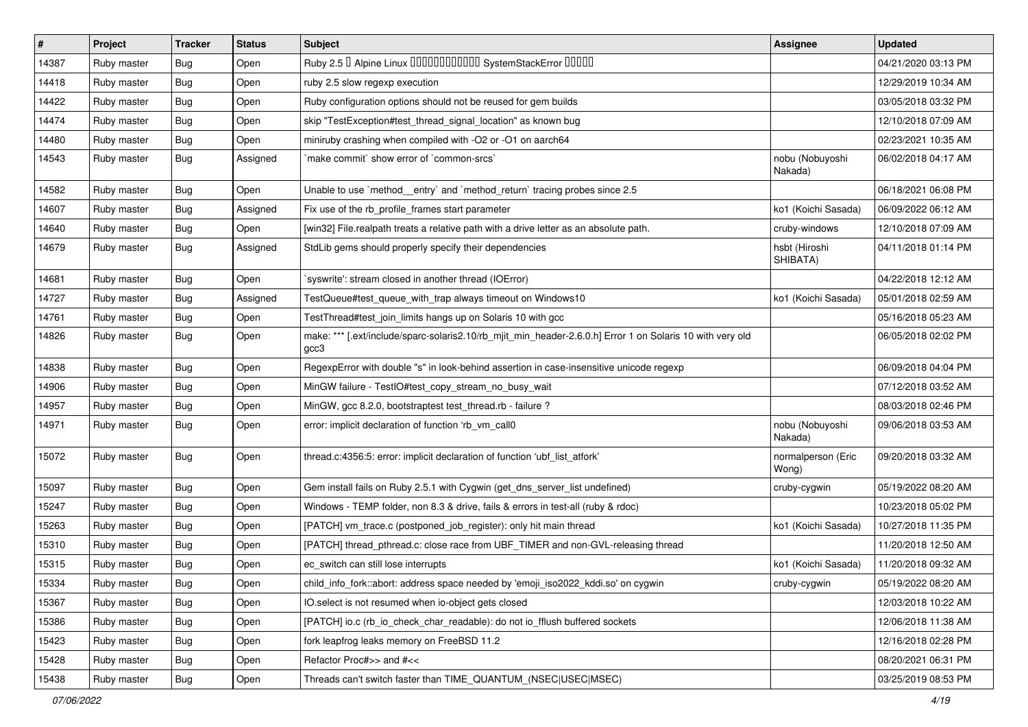| # | Project | Tracker | Status | Subject | Assignee | Updated |
|---|---|---|---|---|---|---|
| 14387 | Ruby master | Bug | Open | Ruby 2.5 � Alpine Linux ������������ SystemStackError ����� | | 04/21/2020 03:13 PM |
| 14418 | Ruby master | Bug | Open | ruby 2.5 slow regexp execution | | 12/29/2019 10:34 AM |
| 14422 | Ruby master | Bug | Open | Ruby configuration options should not be reused for gem builds | | 03/05/2018 03:32 PM |
| 14474 | Ruby master | Bug | Open | skip "TestException#test_thread_signal_location" as known bug | | 12/10/2018 07:09 AM |
| 14480 | Ruby master | Bug | Open | miniruby crashing when compiled with -O2 or -O1 on aarch64 | | 02/23/2021 10:35 AM |
| 14543 | Ruby master | Bug | Assigned | `make commit` show error of `common-srcs` | nobu (Nobuyoshi Nakada) | 06/02/2018 04:17 AM |
| 14582 | Ruby master | Bug | Open | Unable to use `method__entry` and `method_return` tracing probes since 2.5 | | 06/18/2021 06:08 PM |
| 14607 | Ruby master | Bug | Assigned | Fix use of the rb_profile_frames start parameter | ko1 (Koichi Sasada) | 06/09/2022 06:12 AM |
| 14640 | Ruby master | Bug | Open | [win32] File.realpath treats a relative path with a drive letter as an absolute path. | cruby-windows | 12/10/2018 07:09 AM |
| 14679 | Ruby master | Bug | Assigned | StdLib gems should properly specify their dependencies | hsbt (Hiroshi SHIBATA) | 04/11/2018 01:14 PM |
| 14681 | Ruby master | Bug | Open | `syswrite': stream closed in another thread (IOError) | | 04/22/2018 12:12 AM |
| 14727 | Ruby master | Bug | Assigned | TestQueue#test_queue_with_trap always timeout on Windows10 | ko1 (Koichi Sasada) | 05/01/2018 02:59 AM |
| 14761 | Ruby master | Bug | Open | TestThread#test_join_limits hangs up on Solaris 10 with gcc | | 05/16/2018 05:23 AM |
| 14826 | Ruby master | Bug | Open | make: *** [.ext/include/sparc-solaris2.10/rb_mjit_min_header-2.6.0.h] Error 1 on Solaris 10 with very old gcc3 | | 06/05/2018 02:02 PM |
| 14838 | Ruby master | Bug | Open | RegexpError with double "s" in look-behind assertion in case-insensitive unicode regexp | | 06/09/2018 04:04 PM |
| 14906 | Ruby master | Bug | Open | MinGW failure - TestIO#test_copy_stream_no_busy_wait | | 07/12/2018 03:52 AM |
| 14957 | Ruby master | Bug | Open | MinGW, gcc 8.2.0, bootstraptest test_thread.rb - failure ? | | 08/03/2018 02:46 PM |
| 14971 | Ruby master | Bug | Open | error: implicit declaration of function 'rb_vm_call0 | nobu (Nobuyoshi Nakada) | 09/06/2018 03:53 AM |
| 15072 | Ruby master | Bug | Open | thread.c:4356:5: error: implicit declaration of function 'ubf_list_atfork' | normalperson (Eric Wong) | 09/20/2018 03:32 AM |
| 15097 | Ruby master | Bug | Open | Gem install fails on Ruby 2.5.1 with Cygwin (get_dns_server_list undefined) | cruby-cygwin | 05/19/2022 08:20 AM |
| 15247 | Ruby master | Bug | Open | Windows - TEMP folder, non 8.3 & drive, fails & errors in test-all (ruby & rdoc) | | 10/23/2018 05:02 PM |
| 15263 | Ruby master | Bug | Open | [PATCH] vm_trace.c (postponed_job_register): only hit main thread | ko1 (Koichi Sasada) | 10/27/2018 11:35 PM |
| 15310 | Ruby master | Bug | Open | [PATCH] thread_pthread.c: close race from UBF_TIMER and non-GVL-releasing thread | | 11/20/2018 12:50 AM |
| 15315 | Ruby master | Bug | Open | ec_switch can still lose interrupts | ko1 (Koichi Sasada) | 11/20/2018 09:32 AM |
| 15334 | Ruby master | Bug | Open | child_info_fork::abort: address space needed by 'emoji_iso2022_kddi.so' on cygwin | cruby-cygwin | 05/19/2022 08:20 AM |
| 15367 | Ruby master | Bug | Open | IO.select is not resumed when io-object gets closed | | 12/03/2018 10:22 AM |
| 15386 | Ruby master | Bug | Open | [PATCH] io.c (rb_io_check_char_readable): do not io_fflush buffered sockets | | 12/06/2018 11:38 AM |
| 15423 | Ruby master | Bug | Open | fork leapfrog leaks memory on FreeBSD 11.2 | | 12/16/2018 02:28 PM |
| 15428 | Ruby master | Bug | Open | Refactor Proc#>> and #<< | | 08/20/2021 06:31 PM |
| 15438 | Ruby master | Bug | Open | Threads can't switch faster than TIME_QUANTUM_(NSEC\|USEC\|MSEC) | | 03/25/2019 08:53 PM |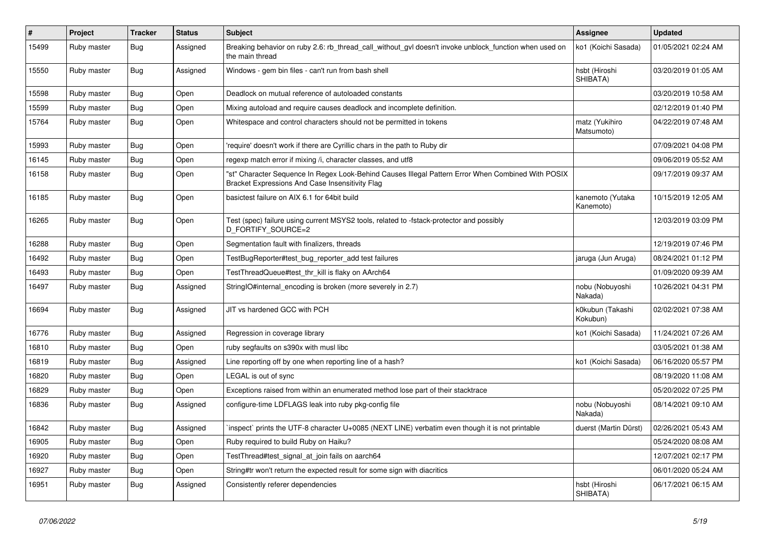| # | Project | Tracker | Status | Subject | Assignee | Updated |
|---|---|---|---|---|---|---|
| 15499 | Ruby master | Bug | Assigned | Breaking behavior on ruby 2.6: rb_thread_call_without_gvl doesn't invoke unblock_function when used on the main thread | ko1 (Koichi Sasada) | 01/05/2021 02:24 AM |
| 15550 | Ruby master | Bug | Assigned | Windows - gem bin files - can't run from bash shell | hsbt (Hiroshi SHIBATA) | 03/20/2019 01:05 AM |
| 15598 | Ruby master | Bug | Open | Deadlock on mutual reference of autoloaded constants | | 03/20/2019 10:58 AM |
| 15599 | Ruby master | Bug | Open | Mixing autoload and require causes deadlock and incomplete definition. | | 02/12/2019 01:40 PM |
| 15764 | Ruby master | Bug | Open | Whitespace and control characters should not be permitted in tokens | matz (Yukihiro Matsumoto) | 04/22/2019 07:48 AM |
| 15993 | Ruby master | Bug | Open | 'require' doesn't work if there are Cyrillic chars in the path to Ruby dir | | 07/09/2021 04:08 PM |
| 16145 | Ruby master | Bug | Open | regexp match error if mixing /i, character classes, and utf8 | | 09/06/2019 05:52 AM |
| 16158 | Ruby master | Bug | Open | "st" Character Sequence In Regex Look-Behind Causes Illegal Pattern Error When Combined With POSIX Bracket Expressions And Case Insensitivity Flag | | 09/17/2019 09:37 AM |
| 16185 | Ruby master | Bug | Open | basictest failure on AIX 6.1 for 64bit build | kanemoto (Yutaka Kanemoto) | 10/15/2019 12:05 AM |
| 16265 | Ruby master | Bug | Open | Test (spec) failure using current MSYS2 tools, related to -fstack-protector and possibly D_FORTIFY_SOURCE=2 | | 12/03/2019 03:09 PM |
| 16288 | Ruby master | Bug | Open | Segmentation fault with finalizers, threads | | 12/19/2019 07:46 PM |
| 16492 | Ruby master | Bug | Open | TestBugReporter#test_bug_reporter_add test failures | jaruga (Jun Aruga) | 08/24/2021 01:12 PM |
| 16493 | Ruby master | Bug | Open | TestThreadQueue#test_thr_kill is flaky on AArch64 | | 01/09/2020 09:39 AM |
| 16497 | Ruby master | Bug | Assigned | StringIO#internal_encoding is broken (more severely in 2.7) | nobu (Nobuyoshi Nakada) | 10/26/2021 04:31 PM |
| 16694 | Ruby master | Bug | Assigned | JIT vs hardened GCC with PCH | k0kubun (Takashi Kokubun) | 02/02/2021 07:38 AM |
| 16776 | Ruby master | Bug | Assigned | Regression in coverage library | ko1 (Koichi Sasada) | 11/24/2021 07:26 AM |
| 16810 | Ruby master | Bug | Open | ruby segfaults on s390x with musl libc | | 03/05/2021 01:38 AM |
| 16819 | Ruby master | Bug | Assigned | Line reporting off by one when reporting line of a hash? | ko1 (Koichi Sasada) | 06/16/2020 05:57 PM |
| 16820 | Ruby master | Bug | Open | LEGAL is out of sync | | 08/19/2020 11:08 AM |
| 16829 | Ruby master | Bug | Open | Exceptions raised from within an enumerated method lose part of their stacktrace | | 05/20/2022 07:25 PM |
| 16836 | Ruby master | Bug | Assigned | configure-time LDFLAGS leak into ruby pkg-config file | nobu (Nobuyoshi Nakada) | 08/14/2021 09:10 AM |
| 16842 | Ruby master | Bug | Assigned | `inspect` prints the UTF-8 character U+0085 (NEXT LINE) verbatim even though it is not printable | duerst (Martin Dürst) | 02/26/2021 05:43 AM |
| 16905 | Ruby master | Bug | Open | Ruby required to build Ruby on Haiku? | | 05/24/2020 08:08 AM |
| 16920 | Ruby master | Bug | Open | TestThread#test_signal_at_join fails on aarch64 | | 12/07/2021 02:17 PM |
| 16927 | Ruby master | Bug | Open | String#tr won't return the expected result for some sign with diacritics | | 06/01/2020 05:24 AM |
| 16951 | Ruby master | Bug | Assigned | Consistently referer dependencies | hsbt (Hiroshi SHIBATA) | 06/17/2021 06:15 AM |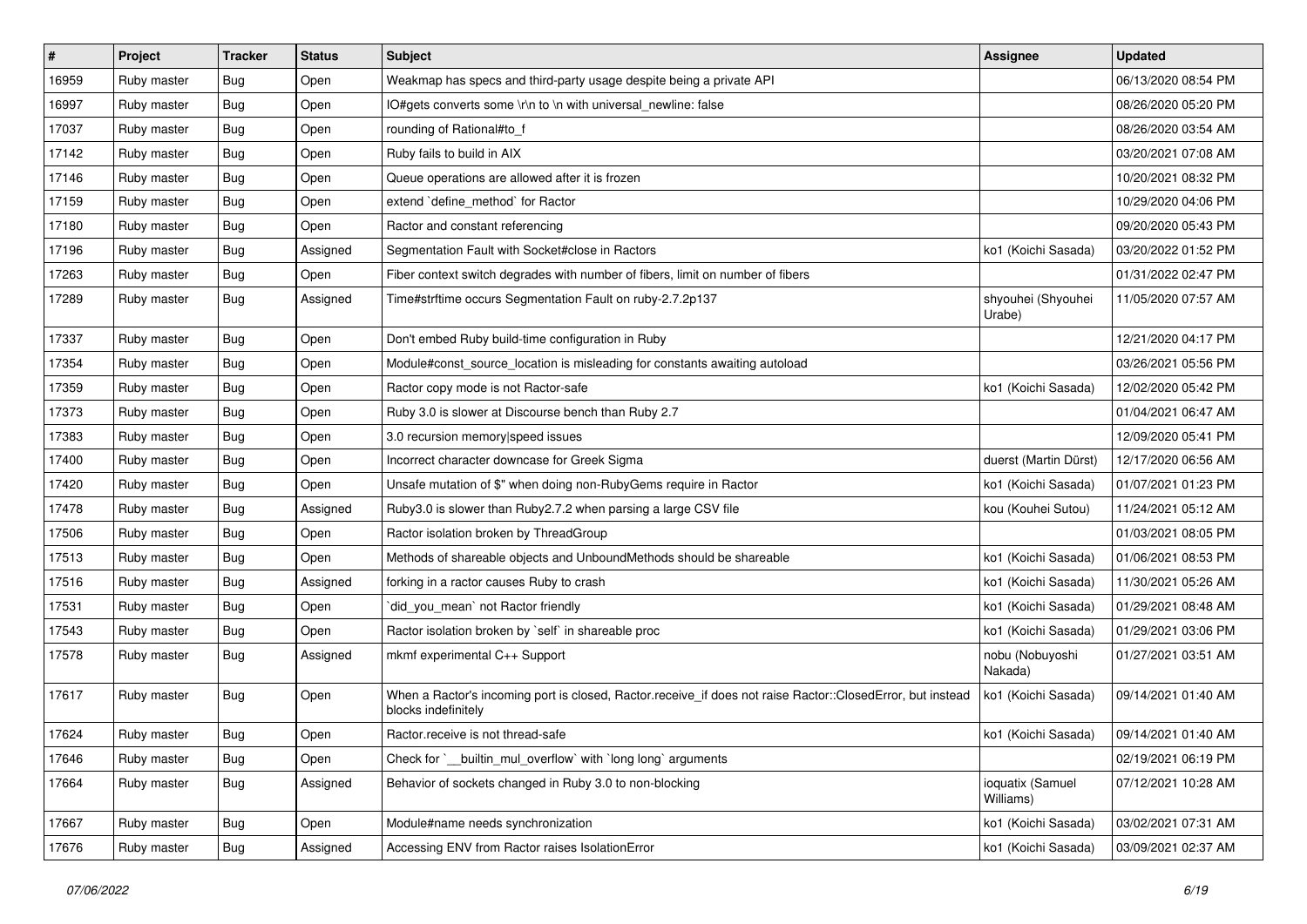| # | Project | Tracker | Status | Subject | Assignee | Updated |
|---|---|---|---|---|---|---|
| 16959 | Ruby master | Bug | Open | Weakmap has specs and third-party usage despite being a private API | | 06/13/2020 08:54 PM |
| 16997 | Ruby master | Bug | Open | IO#gets converts some \r\n to \n with universal_newline: false | | 08/26/2020 05:20 PM |
| 17037 | Ruby master | Bug | Open | rounding of Rational#to_f | | 08/26/2020 03:54 AM |
| 17142 | Ruby master | Bug | Open | Ruby fails to build in AIX | | 03/20/2021 07:08 AM |
| 17146 | Ruby master | Bug | Open | Queue operations are allowed after it is frozen | | 10/20/2021 08:32 PM |
| 17159 | Ruby master | Bug | Open | extend `define_method` for Ractor | | 10/29/2020 04:06 PM |
| 17180 | Ruby master | Bug | Open | Ractor and constant referencing | | 09/20/2020 05:43 PM |
| 17196 | Ruby master | Bug | Assigned | Segmentation Fault with Socket#close in Ractors | ko1 (Koichi Sasada) | 03/20/2022 01:52 PM |
| 17263 | Ruby master | Bug | Open | Fiber context switch degrades with number of fibers, limit on number of fibers | | 01/31/2022 02:47 PM |
| 17289 | Ruby master | Bug | Assigned | Time#strftime occurs Segmentation Fault on ruby-2.7.2p137 | shyouhei (Shyouhei Urabe) | 11/05/2020 07:57 AM |
| 17337 | Ruby master | Bug | Open | Don't embed Ruby build-time configuration in Ruby | | 12/21/2020 04:17 PM |
| 17354 | Ruby master | Bug | Open | Module#const_source_location is misleading for constants awaiting autoload | | 03/26/2021 05:56 PM |
| 17359 | Ruby master | Bug | Open | Ractor copy mode is not Ractor-safe | ko1 (Koichi Sasada) | 12/02/2020 05:42 PM |
| 17373 | Ruby master | Bug | Open | Ruby 3.0 is slower at Discourse bench than Ruby 2.7 | | 01/04/2021 06:47 AM |
| 17383 | Ruby master | Bug | Open | 3.0 recursion memory\|speed issues | | 12/09/2020 05:41 PM |
| 17400 | Ruby master | Bug | Open | Incorrect character downcase for Greek Sigma | duerst (Martin Dürst) | 12/17/2020 06:56 AM |
| 17420 | Ruby master | Bug | Open | Unsafe mutation of $" when doing non-RubyGems require in Ractor | ko1 (Koichi Sasada) | 01/07/2021 01:23 PM |
| 17478 | Ruby master | Bug | Assigned | Ruby3.0 is slower than Ruby2.7.2 when parsing a large CSV file | kou (Kouhei Sutou) | 11/24/2021 05:12 AM |
| 17506 | Ruby master | Bug | Open | Ractor isolation broken by ThreadGroup | | 01/03/2021 08:05 PM |
| 17513 | Ruby master | Bug | Open | Methods of shareable objects and UnboundMethods should be shareable | ko1 (Koichi Sasada) | 01/06/2021 08:53 PM |
| 17516 | Ruby master | Bug | Assigned | forking in a ractor causes Ruby to crash | ko1 (Koichi Sasada) | 11/30/2021 05:26 AM |
| 17531 | Ruby master | Bug | Open | `did_you_mean` not Ractor friendly | ko1 (Koichi Sasada) | 01/29/2021 08:48 AM |
| 17543 | Ruby master | Bug | Open | Ractor isolation broken by `self` in shareable proc | ko1 (Koichi Sasada) | 01/29/2021 03:06 PM |
| 17578 | Ruby master | Bug | Assigned | mkmf experimental C++ Support | nobu (Nobuyoshi Nakada) | 01/27/2021 03:51 AM |
| 17617 | Ruby master | Bug | Open | When a Ractor's incoming port is closed, Ractor.receive_if does not raise Ractor::ClosedError, but instead blocks indefinitely | ko1 (Koichi Sasada) | 09/14/2021 01:40 AM |
| 17624 | Ruby master | Bug | Open | Ractor.receive is not thread-safe | ko1 (Koichi Sasada) | 09/14/2021 01:40 AM |
| 17646 | Ruby master | Bug | Open | Check for `__builtin_mul_overflow` with `long long` arguments | | 02/19/2021 06:19 PM |
| 17664 | Ruby master | Bug | Assigned | Behavior of sockets changed in Ruby 3.0 to non-blocking | ioquatix (Samuel Williams) | 07/12/2021 10:28 AM |
| 17667 | Ruby master | Bug | Open | Module#name needs synchronization | ko1 (Koichi Sasada) | 03/02/2021 07:31 AM |
| 17676 | Ruby master | Bug | Assigned | Accessing ENV from Ractor raises IsolationError | ko1 (Koichi Sasada) | 03/09/2021 02:37 AM |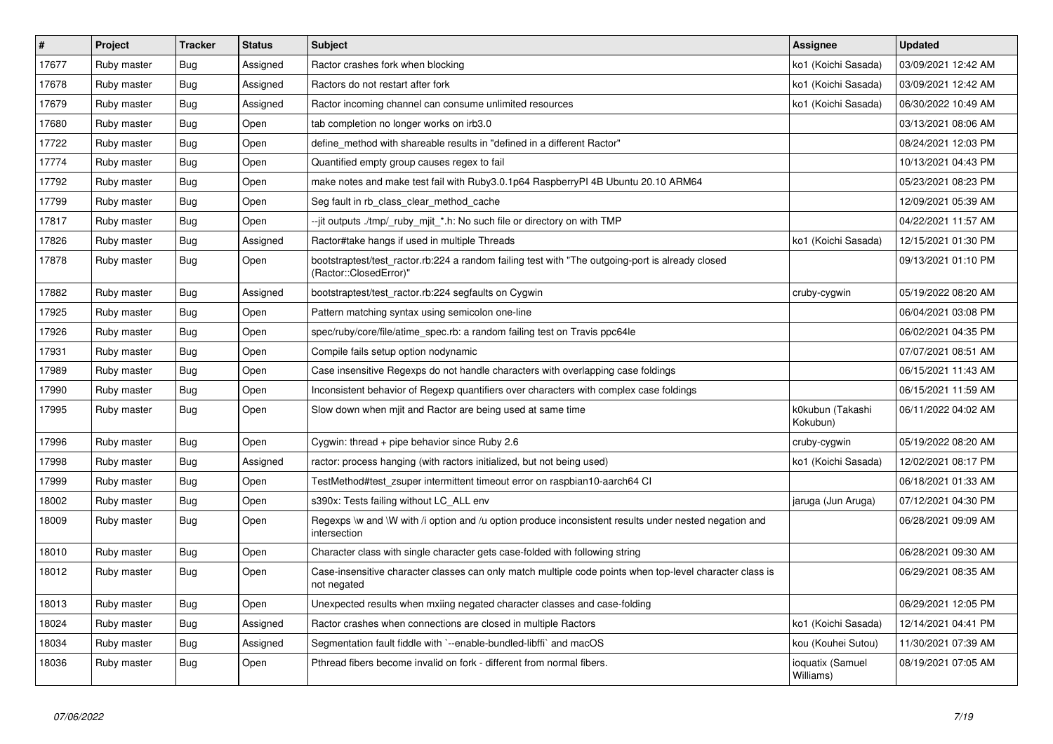| # | Project | Tracker | Status | Subject | Assignee | Updated |
| --- | --- | --- | --- | --- | --- | --- |
| 17677 | Ruby master | Bug | Assigned | Ractor crashes fork when blocking | ko1 (Koichi Sasada) | 03/09/2021 12:42 AM |
| 17678 | Ruby master | Bug | Assigned | Ractors do not restart after fork | ko1 (Koichi Sasada) | 03/09/2021 12:42 AM |
| 17679 | Ruby master | Bug | Assigned | Ractor incoming channel can consume unlimited resources | ko1 (Koichi Sasada) | 06/30/2022 10:49 AM |
| 17680 | Ruby master | Bug | Open | tab completion no longer works on irb3.0 | | 03/13/2021 08:06 AM |
| 17722 | Ruby master | Bug | Open | define_method with shareable results in "defined in a different Ractor" | | 08/24/2021 12:03 PM |
| 17774 | Ruby master | Bug | Open | Quantified empty group causes regex to fail | | 10/13/2021 04:43 PM |
| 17792 | Ruby master | Bug | Open | make notes and make test fail with Ruby3.0.1p64 RaspberryPI 4B Ubuntu 20.10 ARM64 | | 05/23/2021 08:23 PM |
| 17799 | Ruby master | Bug | Open | Seg fault in rb_class_clear_method_cache | | 12/09/2021 05:39 AM |
| 17817 | Ruby master | Bug | Open | --jit outputs ./tmp/_ruby_mjit_*.h: No such file or directory on with TMP | | 04/22/2021 11:57 AM |
| 17826 | Ruby master | Bug | Assigned | Ractor#take hangs if used in multiple Threads | ko1 (Koichi Sasada) | 12/15/2021 01:30 PM |
| 17878 | Ruby master | Bug | Open | bootstraptest/test_ractor.rb:224 a random failing test with "The outgoing-port is already closed (Ractor::ClosedError)" | | 09/13/2021 01:10 PM |
| 17882 | Ruby master | Bug | Assigned | bootstraptest/test_ractor.rb:224 segfaults on Cygwin | cruby-cygwin | 05/19/2022 08:20 AM |
| 17925 | Ruby master | Bug | Open | Pattern matching syntax using semicolon one-line | | 06/04/2021 03:08 PM |
| 17926 | Ruby master | Bug | Open | spec/ruby/core/file/atime_spec.rb: a random failing test on Travis ppc64le | | 06/02/2021 04:35 PM |
| 17931 | Ruby master | Bug | Open | Compile fails setup option nodynamic | | 07/07/2021 08:51 AM |
| 17989 | Ruby master | Bug | Open | Case insensitive Regexps do not handle characters with overlapping case foldings | | 06/15/2021 11:43 AM |
| 17990 | Ruby master | Bug | Open | Inconsistent behavior of Regexp quantifiers over characters with complex case foldings | | 06/15/2021 11:59 AM |
| 17995 | Ruby master | Bug | Open | Slow down when mjit and Ractor are being used at same time | k0kubun (Takashi Kokubun) | 06/11/2022 04:02 AM |
| 17996 | Ruby master | Bug | Open | Cygwin: thread + pipe behavior since Ruby 2.6 | cruby-cygwin | 05/19/2022 08:20 AM |
| 17998 | Ruby master | Bug | Assigned | ractor: process hanging (with ractors initialized, but not being used) | ko1 (Koichi Sasada) | 12/02/2021 08:17 PM |
| 17999 | Ruby master | Bug | Open | TestMethod#test_zsuper intermittent timeout error on raspbian10-aarch64 CI | | 06/18/2021 01:33 AM |
| 18002 | Ruby master | Bug | Open | s390x: Tests failing without LC_ALL env | jaruga (Jun Aruga) | 07/12/2021 04:30 PM |
| 18009 | Ruby master | Bug | Open | Regexps \w and \W with /i option and /u option produce inconsistent results under nested negation and intersection | | 06/28/2021 09:09 AM |
| 18010 | Ruby master | Bug | Open | Character class with single character gets case-folded with following string | | 06/28/2021 09:30 AM |
| 18012 | Ruby master | Bug | Open | Case-insensitive character classes can only match multiple code points when top-level character class is not negated | | 06/29/2021 08:35 AM |
| 18013 | Ruby master | Bug | Open | Unexpected results when mxiing negated character classes and case-folding | | 06/29/2021 12:05 PM |
| 18024 | Ruby master | Bug | Assigned | Ractor crashes when connections are closed in multiple Ractors | ko1 (Koichi Sasada) | 12/14/2021 04:41 PM |
| 18034 | Ruby master | Bug | Assigned | Segmentation fault fiddle with `--enable-bundled-libffi` and macOS | kou (Kouhei Sutou) | 11/30/2021 07:39 AM |
| 18036 | Ruby master | Bug | Open | Pthread fibers become invalid on fork - different from normal fibers. | ioquatix (Samuel Williams) | 08/19/2021 07:05 AM |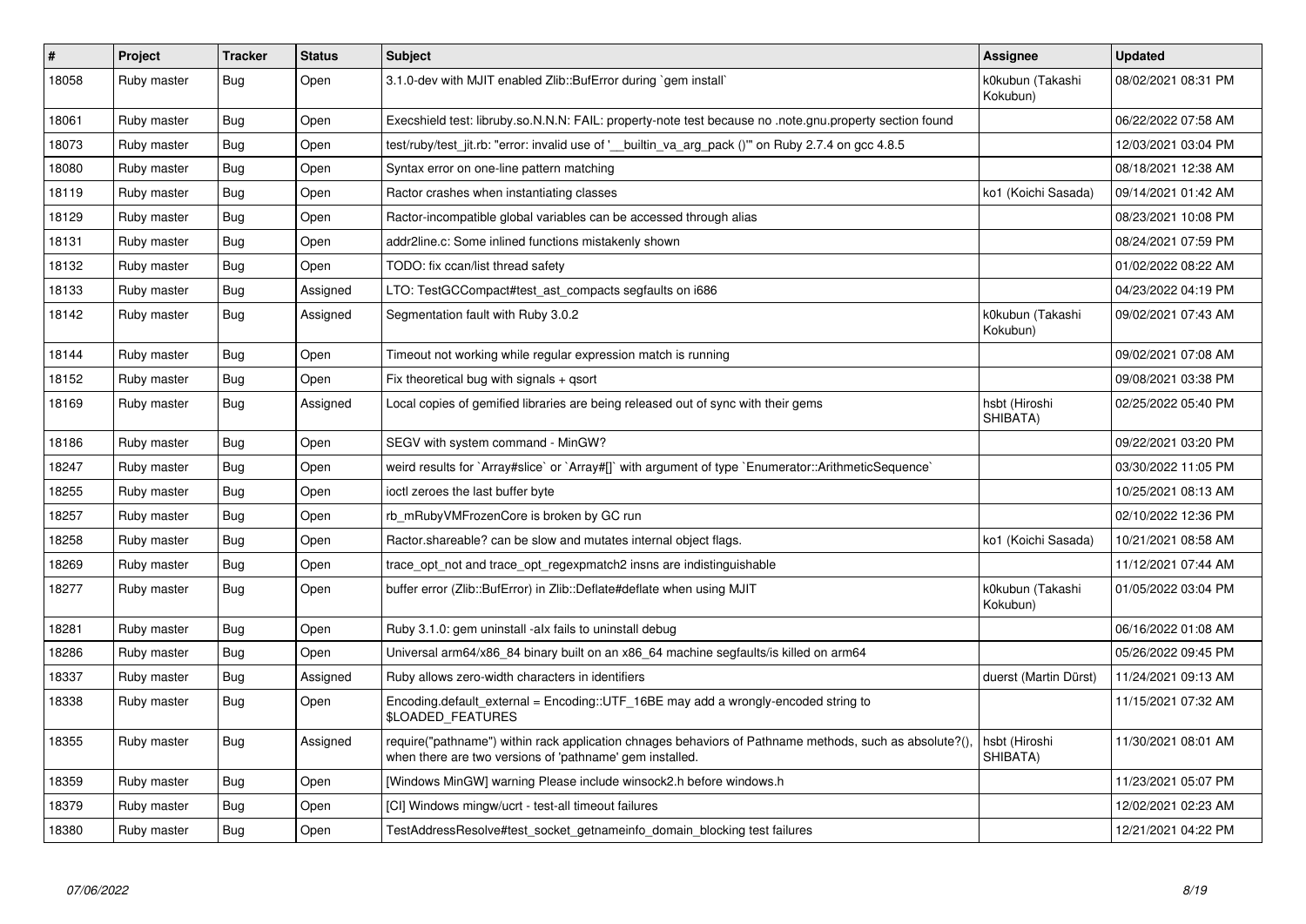| # | Project | Tracker | Status | Subject | Assignee | Updated |
|---|---|---|---|---|---|---|
| 18058 | Ruby master | Bug | Open | 3.1.0-dev with MJIT enabled Zlib::BufError during `gem install` | k0kubun (Takashi Kokubun) | 08/02/2021 08:31 PM |
| 18061 | Ruby master | Bug | Open | Execshield test: libruby.so.N.N.N: FAIL: property-note test because no .note.gnu.property section found | | 06/22/2022 07:58 AM |
| 18073 | Ruby master | Bug | Open | test/ruby/test_jit.rb: "error: invalid use of '__builtin_va_arg_pack ()'" on Ruby 2.7.4 on gcc 4.8.5 | | 12/03/2021 03:04 PM |
| 18080 | Ruby master | Bug | Open | Syntax error on one-line pattern matching | | 08/18/2021 12:38 AM |
| 18119 | Ruby master | Bug | Open | Ractor crashes when instantiating classes | ko1 (Koichi Sasada) | 09/14/2021 01:42 AM |
| 18129 | Ruby master | Bug | Open | Ractor-incompatible global variables can be accessed through alias | | 08/23/2021 10:08 PM |
| 18131 | Ruby master | Bug | Open | addr2line.c: Some inlined functions mistakenly shown | | 08/24/2021 07:59 PM |
| 18132 | Ruby master | Bug | Open | TODO: fix ccan/list thread safety | | 01/02/2022 08:22 AM |
| 18133 | Ruby master | Bug | Assigned | LTO: TestGCCompact#test_ast_compacts segfaults on i686 | | 04/23/2022 04:19 PM |
| 18142 | Ruby master | Bug | Assigned | Segmentation fault with Ruby 3.0.2 | k0kubun (Takashi Kokubun) | 09/02/2021 07:43 AM |
| 18144 | Ruby master | Bug | Open | Timeout not working while regular expression match is running | | 09/02/2021 07:08 AM |
| 18152 | Ruby master | Bug | Open | Fix theoretical bug with signals + qsort | | 09/08/2021 03:38 PM |
| 18169 | Ruby master | Bug | Assigned | Local copies of gemified libraries are being released out of sync with their gems | hsbt (Hiroshi SHIBATA) | 02/25/2022 05:40 PM |
| 18186 | Ruby master | Bug | Open | SEGV with system command - MinGW? | | 09/22/2021 03:20 PM |
| 18247 | Ruby master | Bug | Open | weird results for `Array#slice` or `Array#[]` with argument of type `Enumerator::ArithmeticSequence` | | 03/30/2022 11:05 PM |
| 18255 | Ruby master | Bug | Open | ioctl zeroes the last buffer byte | | 10/25/2021 08:13 AM |
| 18257 | Ruby master | Bug | Open | rb_mRubyVMFrozenCore is broken by GC run | | 02/10/2022 12:36 PM |
| 18258 | Ruby master | Bug | Open | Ractor.shareable? can be slow and mutates internal object flags. | ko1 (Koichi Sasada) | 10/21/2021 08:58 AM |
| 18269 | Ruby master | Bug | Open | trace_opt_not and trace_opt_regexpmatch2 insns are indistinguishable | | 11/12/2021 07:44 AM |
| 18277 | Ruby master | Bug | Open | buffer error (Zlib::BufError) in Zlib::Deflate#deflate when using MJIT | k0kubun (Takashi Kokubun) | 01/05/2022 03:04 PM |
| 18281 | Ruby master | Bug | Open | Ruby 3.1.0: gem uninstall -alx fails to uninstall debug | | 06/16/2022 01:08 AM |
| 18286 | Ruby master | Bug | Open | Universal arm64/x86_84 binary built on an x86_64 machine segfaults/is killed on arm64 | | 05/26/2022 09:45 PM |
| 18337 | Ruby master | Bug | Assigned | Ruby allows zero-width characters in identifiers | duerst (Martin Dürst) | 11/24/2021 09:13 AM |
| 18338 | Ruby master | Bug | Open | Encoding.default_external = Encoding::UTF_16BE may add a wrongly-encoded string to $LOADED_FEATURES | | 11/15/2021 07:32 AM |
| 18355 | Ruby master | Bug | Assigned | require("pathname") within rack application chnages behaviors of Pathname methods, such as absolute?(), when there are two versions of 'pathname' gem installed. | hsbt (Hiroshi SHIBATA) | 11/30/2021 08:01 AM |
| 18359 | Ruby master | Bug | Open | [Windows MinGW] warning Please include winsock2.h before windows.h | | 11/23/2021 05:07 PM |
| 18379 | Ruby master | Bug | Open | [CI] Windows mingw/ucrt - test-all timeout failures | | 12/02/2021 02:23 AM |
| 18380 | Ruby master | Bug | Open | TestAddressResolve#test_socket_getnameinfo_domain_blocking test failures | | 12/21/2021 04:22 PM |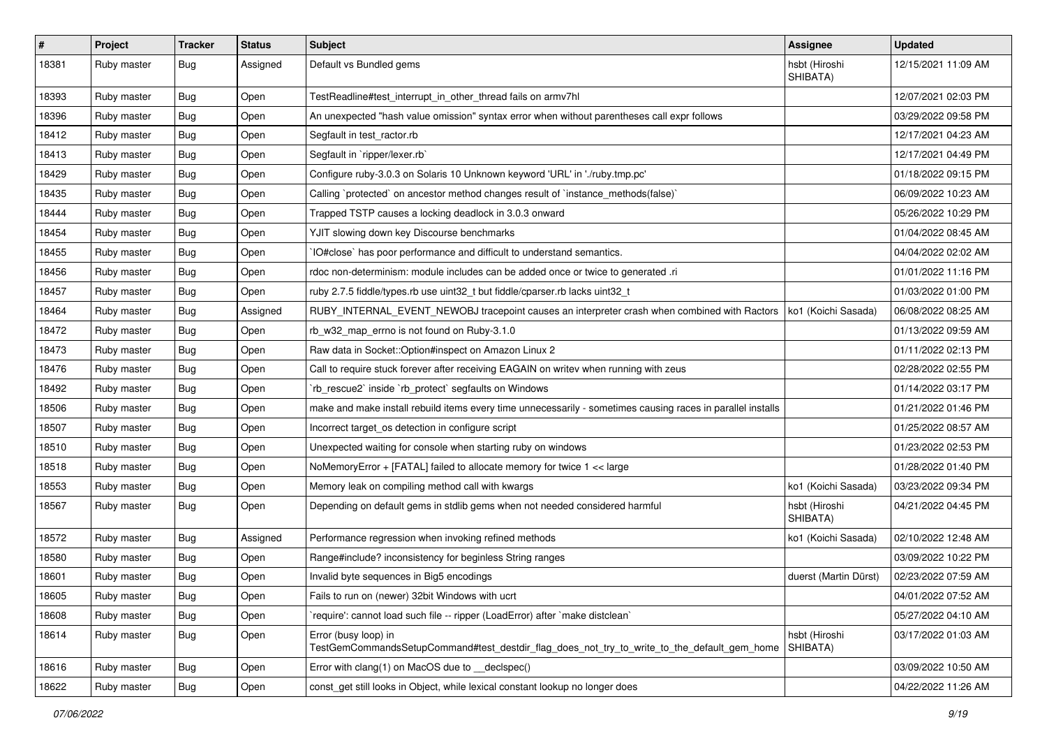| # | Project | Tracker | Status | Subject | Assignee | Updated |
|---|---|---|---|---|---|---|
| 18381 | Ruby master | Bug | Assigned | Default vs Bundled gems | hsbt (Hiroshi SHIBATA) | 12/15/2021 11:09 AM |
| 18393 | Ruby master | Bug | Open | TestReadline#test_interrupt_in_other_thread fails on armv7hl | | 12/07/2021 02:03 PM |
| 18396 | Ruby master | Bug | Open | An unexpected "hash value omission" syntax error when without parentheses call expr follows | | 03/29/2022 09:58 PM |
| 18412 | Ruby master | Bug | Open | Segfault in test_ractor.rb | | 12/17/2021 04:23 AM |
| 18413 | Ruby master | Bug | Open | Segfault in `ripper/lexer.rb` | | 12/17/2021 04:49 PM |
| 18429 | Ruby master | Bug | Open | Configure ruby-3.0.3 on Solaris 10 Unknown keyword 'URL' in './ruby.tmp.pc' | | 01/18/2022 09:15 PM |
| 18435 | Ruby master | Bug | Open | Calling `protected` on ancestor method changes result of `instance_methods(false)` | | 06/09/2022 10:23 AM |
| 18444 | Ruby master | Bug | Open | Trapped TSTP causes a locking deadlock in 3.0.3 onward | | 05/26/2022 10:29 PM |
| 18454 | Ruby master | Bug | Open | YJIT slowing down key Discourse benchmarks | | 01/04/2022 08:45 AM |
| 18455 | Ruby master | Bug | Open | `IO#close` has poor performance and difficult to understand semantics. | | 04/04/2022 02:02 AM |
| 18456 | Ruby master | Bug | Open | rdoc non-determinism: module includes can be added once or twice to generated .ri | | 01/01/2022 11:16 PM |
| 18457 | Ruby master | Bug | Open | ruby 2.7.5 fiddle/types.rb use uint32_t but fiddle/cparser.rb lacks uint32_t | | 01/03/2022 01:00 PM |
| 18464 | Ruby master | Bug | Assigned | RUBY_INTERNAL_EVENT_NEWOBJ tracepoint causes an interpreter crash when combined with Ractors | ko1 (Koichi Sasada) | 06/08/2022 08:25 AM |
| 18472 | Ruby master | Bug | Open | rb_w32_map_errno is not found on Ruby-3.1.0 | | 01/13/2022 09:59 AM |
| 18473 | Ruby master | Bug | Open | Raw data in Socket::Option#inspect on Amazon Linux 2 | | 01/11/2022 02:13 PM |
| 18476 | Ruby master | Bug | Open | Call to require stuck forever after receiving EAGAIN on writev when running with zeus | | 02/28/2022 02:55 PM |
| 18492 | Ruby master | Bug | Open | `rb_rescue2` inside `rb_protect` segfaults on Windows | | 01/14/2022 03:17 PM |
| 18506 | Ruby master | Bug | Open | make and make install rebuild items every time unnecessarily - sometimes causing races in parallel installs | | 01/21/2022 01:46 PM |
| 18507 | Ruby master | Bug | Open | Incorrect target_os detection in configure script | | 01/25/2022 08:57 AM |
| 18510 | Ruby master | Bug | Open | Unexpected waiting for console when starting ruby on windows | | 01/23/2022 02:53 PM |
| 18518 | Ruby master | Bug | Open | NoMemoryError + [FATAL] failed to allocate memory for twice 1 << large | | 01/28/2022 01:40 PM |
| 18553 | Ruby master | Bug | Open | Memory leak on compiling method call with kwargs | ko1 (Koichi Sasada) | 03/23/2022 09:34 PM |
| 18567 | Ruby master | Bug | Open | Depending on default gems in stdlib gems when not needed considered harmful | hsbt (Hiroshi SHIBATA) | 04/21/2022 04:45 PM |
| 18572 | Ruby master | Bug | Assigned | Performance regression when invoking refined methods | ko1 (Koichi Sasada) | 02/10/2022 12:48 AM |
| 18580 | Ruby master | Bug | Open | Range#include? inconsistency for beginless String ranges | | 03/09/2022 10:22 PM |
| 18601 | Ruby master | Bug | Open | Invalid byte sequences in Big5 encodings | duerst (Martin Dürst) | 02/23/2022 07:59 AM |
| 18605 | Ruby master | Bug | Open | Fails to run on (newer) 32bit Windows with ucrt | | 04/01/2022 07:52 AM |
| 18608 | Ruby master | Bug | Open | `require': cannot load such file -- ripper (LoadError) after `make distclean` | | 05/27/2022 04:10 AM |
| 18614 | Ruby master | Bug | Open | Error (busy loop) in TestGemCommandsSetupCommand#test_destdir_flag_does_not_try_to_write_to_the_default_gem_home | hsbt (Hiroshi SHIBATA) | 03/17/2022 01:03 AM |
| 18616 | Ruby master | Bug | Open | Error with clang(1) on MacOS due to __declspec() | | 03/09/2022 10:50 AM |
| 18622 | Ruby master | Bug | Open | const_get still looks in Object, while lexical constant lookup no longer does | | 04/22/2022 11:26 AM |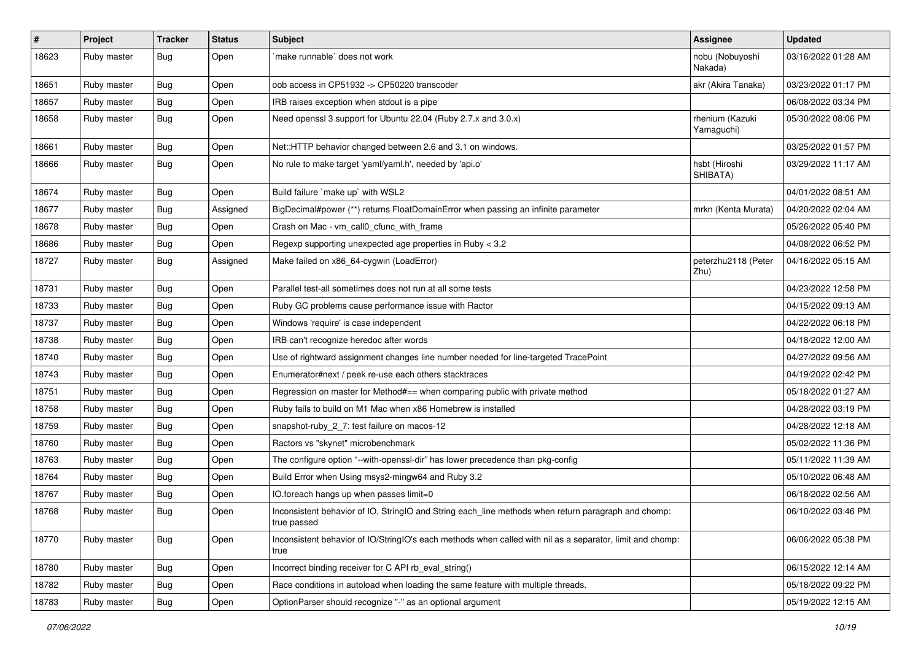| # | Project | Tracker | Status | Subject | Assignee | Updated |
|---|---|---|---|---|---|---|
| 18623 | Ruby master | Bug | Open | `make runnable` does not work | nobu (Nobuyoshi Nakada) | 03/16/2022 01:28 AM |
| 18651 | Ruby master | Bug | Open | oob access in CP51932 -> CP50220 transcoder | akr (Akira Tanaka) | 03/23/2022 01:17 PM |
| 18657 | Ruby master | Bug | Open | IRB raises exception when stdout is a pipe | | 06/08/2022 03:34 PM |
| 18658 | Ruby master | Bug | Open | Need openssl 3 support for Ubuntu 22.04 (Ruby 2.7.x and 3.0.x) | rhenium (Kazuki Yamaguchi) | 05/30/2022 08:06 PM |
| 18661 | Ruby master | Bug | Open | Net::HTTP behavior changed between 2.6 and 3.1 on windows. | | 03/25/2022 01:57 PM |
| 18666 | Ruby master | Bug | Open | No rule to make target 'yaml/yaml.h', needed by 'api.o' | hsbt (Hiroshi SHIBATA) | 03/29/2022 11:17 AM |
| 18674 | Ruby master | Bug | Open | Build failure `make up` with WSL2 | | 04/01/2022 08:51 AM |
| 18677 | Ruby master | Bug | Assigned | BigDecimal#power (**) returns FloatDomainError when passing an infinite parameter | mrkn (Kenta Murata) | 04/20/2022 02:04 AM |
| 18678 | Ruby master | Bug | Open | Crash on Mac - vm_call0_cfunc_with_frame | | 05/26/2022 05:40 PM |
| 18686 | Ruby master | Bug | Open | Regexp supporting unexpected age properties in Ruby < 3.2 | | 04/08/2022 06:52 PM |
| 18727 | Ruby master | Bug | Assigned | Make failed on x86_64-cygwin (LoadError) | peterzhu2118 (Peter Zhu) | 04/16/2022 05:15 AM |
| 18731 | Ruby master | Bug | Open | Parallel test-all sometimes does not run at all some tests | | 04/23/2022 12:58 PM |
| 18733 | Ruby master | Bug | Open | Ruby GC problems cause performance issue with Ractor | | 04/15/2022 09:13 AM |
| 18737 | Ruby master | Bug | Open | Windows 'require' is case independent | | 04/22/2022 06:18 PM |
| 18738 | Ruby master | Bug | Open | IRB can't recognize heredoc after words | | 04/18/2022 12:00 AM |
| 18740 | Ruby master | Bug | Open | Use of rightward assignment changes line number needed for line-targeted TracePoint | | 04/27/2022 09:56 AM |
| 18743 | Ruby master | Bug | Open | Enumerator#next / peek re-use each others stacktraces | | 04/19/2022 02:42 PM |
| 18751 | Ruby master | Bug | Open | Regression on master for Method#== when comparing public with private method | | 05/18/2022 01:27 AM |
| 18758 | Ruby master | Bug | Open | Ruby fails to build on M1 Mac when x86 Homebrew is installed | | 04/28/2022 03:19 PM |
| 18759 | Ruby master | Bug | Open | snapshot-ruby_2_7: test failure on macos-12 | | 04/28/2022 12:18 AM |
| 18760 | Ruby master | Bug | Open | Ractors vs "skynet" microbenchmark | | 05/02/2022 11:36 PM |
| 18763 | Ruby master | Bug | Open | The configure option "--with-openssl-dir" has lower precedence than pkg-config | | 05/11/2022 11:39 AM |
| 18764 | Ruby master | Bug | Open | Build Error when Using msys2-mingw64 and Ruby 3.2 | | 05/10/2022 06:48 AM |
| 18767 | Ruby master | Bug | Open | IO.foreach hangs up when passes limit=0 | | 06/18/2022 02:56 AM |
| 18768 | Ruby master | Bug | Open | Inconsistent behavior of IO, StringIO and String each_line methods when return paragraph and chomp: true passed | | 06/10/2022 03:46 PM |
| 18770 | Ruby master | Bug | Open | Inconsistent behavior of IO/StringIO's each methods when called with nil as a separator, limit and chomp: true | | 06/06/2022 05:38 PM |
| 18780 | Ruby master | Bug | Open | Incorrect binding receiver for C API rb_eval_string() | | 06/15/2022 12:14 AM |
| 18782 | Ruby master | Bug | Open | Race conditions in autoload when loading the same feature with multiple threads. | | 05/18/2022 09:22 PM |
| 18783 | Ruby master | Bug | Open | OptionParser should recognize "-" as an optional argument | | 05/19/2022 12:15 AM |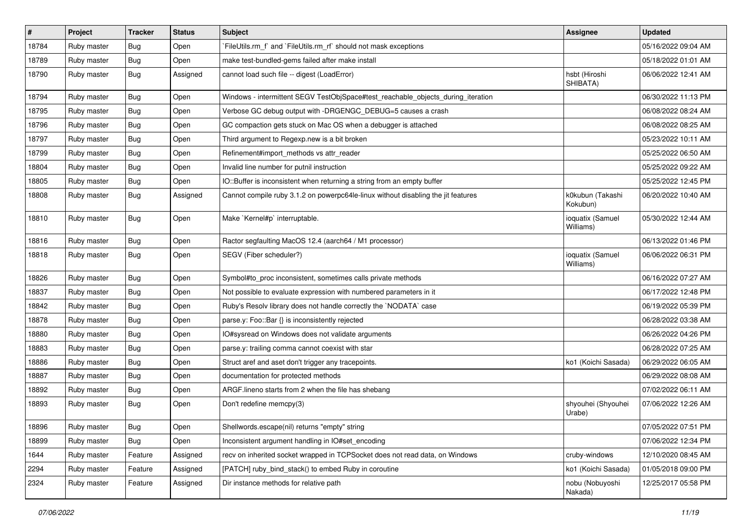| # | Project | Tracker | Status | Subject | Assignee | Updated |
|---|---|---|---|---|---|---|
| 18784 | Ruby master | Bug | Open | `FileUtils.rm_f` and `FileUtils.rm_rf` should not mask exceptions | | 05/16/2022 09:04 AM |
| 18789 | Ruby master | Bug | Open | make test-bundled-gems failed after make install | | 05/18/2022 01:01 AM |
| 18790 | Ruby master | Bug | Assigned | cannot load such file -- digest (LoadError) | hsbt (Hiroshi SHIBATA) | 06/06/2022 12:41 AM |
| 18794 | Ruby master | Bug | Open | Windows - intermittent SEGV TestObjSpace#test_reachable_objects_during_iteration | | 06/30/2022 11:13 PM |
| 18795 | Ruby master | Bug | Open | Verbose GC debug output with -DRGENGC_DEBUG=5 causes a crash | | 06/08/2022 08:24 AM |
| 18796 | Ruby master | Bug | Open | GC compaction gets stuck on Mac OS when a debugger is attached | | 06/08/2022 08:25 AM |
| 18797 | Ruby master | Bug | Open | Third argument to Regexp.new is a bit broken | | 05/23/2022 10:11 AM |
| 18799 | Ruby master | Bug | Open | Refinement#import_methods vs attr_reader | | 05/25/2022 06:50 AM |
| 18804 | Ruby master | Bug | Open | Invalid line number for putnil instruction | | 05/25/2022 09:22 AM |
| 18805 | Ruby master | Bug | Open | IO::Buffer is inconsistent when returning a string from an empty buffer | | 05/25/2022 12:45 PM |
| 18808 | Ruby master | Bug | Assigned | Cannot compile ruby 3.1.2 on powerpc64le-linux without disabling the jit features | k0kubun (Takashi Kokubun) | 06/20/2022 10:40 AM |
| 18810 | Ruby master | Bug | Open | Make `Kernel#p` interruptable. | ioquatix (Samuel Williams) | 05/30/2022 12:44 AM |
| 18816 | Ruby master | Bug | Open | Ractor segfaulting MacOS 12.4 (aarch64 / M1 processor) | | 06/13/2022 01:46 PM |
| 18818 | Ruby master | Bug | Open | SEGV (Fiber scheduler?) | ioquatix (Samuel Williams) | 06/06/2022 06:31 PM |
| 18826 | Ruby master | Bug | Open | Symbol#to_proc inconsistent, sometimes calls private methods | | 06/16/2022 07:27 AM |
| 18837 | Ruby master | Bug | Open | Not possible to evaluate expression with numbered parameters in it | | 06/17/2022 12:48 PM |
| 18842 | Ruby master | Bug | Open | Ruby's Resolv library does not handle correctly the `NODATA` case | | 06/19/2022 05:39 PM |
| 18878 | Ruby master | Bug | Open | parse.y: Foo::Bar {} is inconsistently rejected | | 06/28/2022 03:38 AM |
| 18880 | Ruby master | Bug | Open | IO#sysread on Windows does not validate arguments | | 06/26/2022 04:26 PM |
| 18883 | Ruby master | Bug | Open | parse.y: trailing comma cannot coexist with star | | 06/28/2022 07:25 AM |
| 18886 | Ruby master | Bug | Open | Struct aref and aset don't trigger any tracepoints. | ko1 (Koichi Sasada) | 06/29/2022 06:05 AM |
| 18887 | Ruby master | Bug | Open | documentation for protected methods | | 06/29/2022 08:08 AM |
| 18892 | Ruby master | Bug | Open | ARGF.lineno starts from 2 when the file has shebang | | 07/02/2022 06:11 AM |
| 18893 | Ruby master | Bug | Open | Don't redefine memcpy(3) | shyouhei (Shyouhei Urabe) | 07/06/2022 12:26 AM |
| 18896 | Ruby master | Bug | Open | Shellwords.escape(nil) returns "empty" string | | 07/05/2022 07:51 PM |
| 18899 | Ruby master | Bug | Open | Inconsistent argument handling in IO#set_encoding | | 07/06/2022 12:34 PM |
| 1644 | Ruby master | Feature | Assigned | recv on inherited socket wrapped in TCPSocket does not read data, on Windows | cruby-windows | 12/10/2020 08:45 AM |
| 2294 | Ruby master | Feature | Assigned | [PATCH] ruby_bind_stack() to embed Ruby in coroutine | ko1 (Koichi Sasada) | 01/05/2018 09:00 PM |
| 2324 | Ruby master | Feature | Assigned | Dir instance methods for relative path | nobu (Nobuyoshi Nakada) | 12/25/2017 05:58 PM |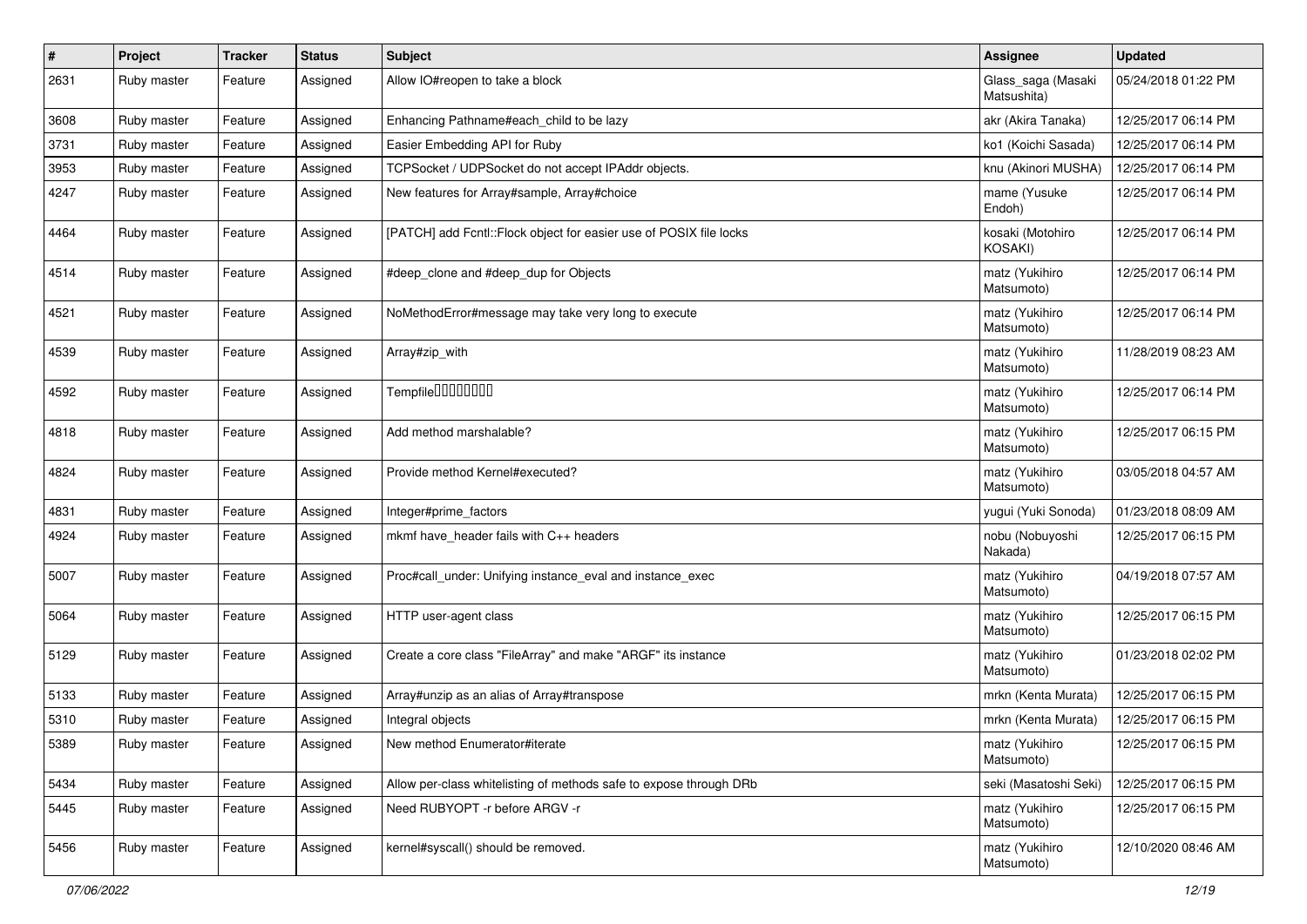| # | Project | Tracker | Status | Subject | Assignee | Updated |
| --- | --- | --- | --- | --- | --- | --- |
| 2631 | Ruby master | Feature | Assigned | Allow IO#reopen to take a block | Glass_saga (Masaki Matsushita) | 05/24/2018 01:22 PM |
| 3608 | Ruby master | Feature | Assigned | Enhancing Pathname#each_child to be lazy | akr (Akira Tanaka) | 12/25/2017 06:14 PM |
| 3731 | Ruby master | Feature | Assigned | Easier Embedding API for Ruby | ko1 (Koichi Sasada) | 12/25/2017 06:14 PM |
| 3953 | Ruby master | Feature | Assigned | TCPSocket / UDPSocket do not accept IPAddr objects. | knu (Akinori MUSHA) | 12/25/2017 06:14 PM |
| 4247 | Ruby master | Feature | Assigned | New features for Array#sample, Array#choice | mame (Yusuke Endoh) | 12/25/2017 06:14 PM |
| 4464 | Ruby master | Feature | Assigned | [PATCH] add Fcntl::Flock object for easier use of POSIX file locks | kosaki (Motohiro KOSAKI) | 12/25/2017 06:14 PM |
| 4514 | Ruby master | Feature | Assigned | #deep_clone and #deep_dup for Objects | matz (Yukihiro Matsumoto) | 12/25/2017 06:14 PM |
| 4521 | Ruby master | Feature | Assigned | NoMethodError#message may take very long to execute | matz (Yukihiro Matsumoto) | 12/25/2017 06:14 PM |
| 4539 | Ruby master | Feature | Assigned | Array#zip_with | matz (Yukihiro Matsumoto) | 11/28/2019 08:23 AM |
| 4592 | Ruby master | Feature | Assigned | Tempfile□□□□□□□□ | matz (Yukihiro Matsumoto) | 12/25/2017 06:14 PM |
| 4818 | Ruby master | Feature | Assigned | Add method marshalable? | matz (Yukihiro Matsumoto) | 12/25/2017 06:15 PM |
| 4824 | Ruby master | Feature | Assigned | Provide method Kernel#executed? | matz (Yukihiro Matsumoto) | 03/05/2018 04:57 AM |
| 4831 | Ruby master | Feature | Assigned | Integer#prime_factors | yugui (Yuki Sonoda) | 01/23/2018 08:09 AM |
| 4924 | Ruby master | Feature | Assigned | mkmf have_header fails with C++ headers | nobu (Nobuyoshi Nakada) | 12/25/2017 06:15 PM |
| 5007 | Ruby master | Feature | Assigned | Proc#call_under: Unifying instance_eval and instance_exec | matz (Yukihiro Matsumoto) | 04/19/2018 07:57 AM |
| 5064 | Ruby master | Feature | Assigned | HTTP user-agent class | matz (Yukihiro Matsumoto) | 12/25/2017 06:15 PM |
| 5129 | Ruby master | Feature | Assigned | Create a core class "FileArray" and make "ARGF" its instance | matz (Yukihiro Matsumoto) | 01/23/2018 02:02 PM |
| 5133 | Ruby master | Feature | Assigned | Array#unzip as an alias of Array#transpose | mrkn (Kenta Murata) | 12/25/2017 06:15 PM |
| 5310 | Ruby master | Feature | Assigned | Integral objects | mrkn (Kenta Murata) | 12/25/2017 06:15 PM |
| 5389 | Ruby master | Feature | Assigned | New method Enumerator#iterate | matz (Yukihiro Matsumoto) | 12/25/2017 06:15 PM |
| 5434 | Ruby master | Feature | Assigned | Allow per-class whitelisting of methods safe to expose through DRb | seki (Masatoshi Seki) | 12/25/2017 06:15 PM |
| 5445 | Ruby master | Feature | Assigned | Need RUBYOPT -r before ARGV -r | matz (Yukihiro Matsumoto) | 12/25/2017 06:15 PM |
| 5456 | Ruby master | Feature | Assigned | kernel#syscall() should be removed. | matz (Yukihiro Matsumoto) | 12/10/2020 08:46 AM |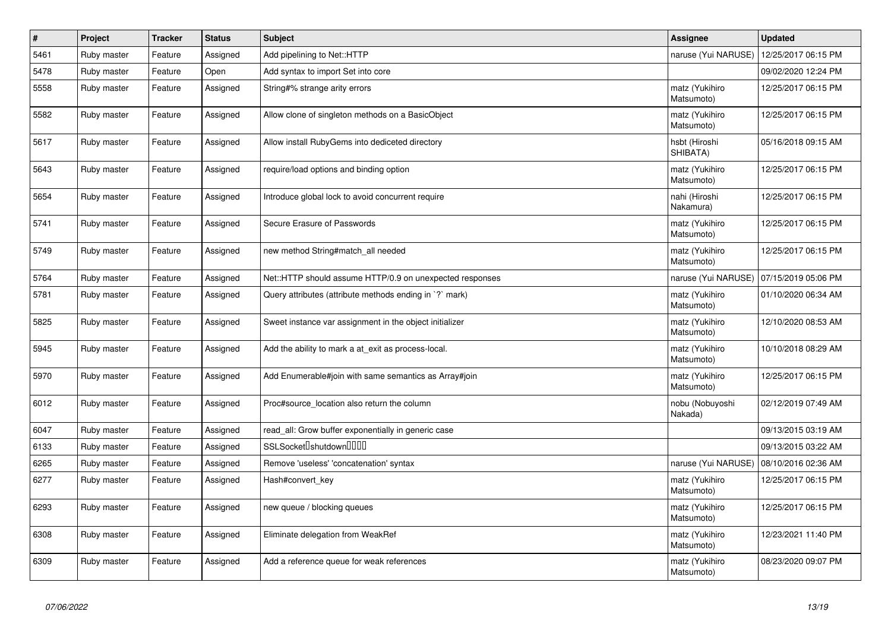| # | Project | Tracker | Status | Subject | Assignee | Updated |
|---|---|---|---|---|---|---|
| 5461 | Ruby master | Feature | Assigned | Add pipelining to Net::HTTP | naruse (Yui NARUSE) | 12/25/2017 06:15 PM |
| 5478 | Ruby master | Feature | Open | Add syntax to import Set into core | | 09/02/2020 12:24 PM |
| 5558 | Ruby master | Feature | Assigned | String#% strange arity errors | matz (Yukihiro Matsumoto) | 12/25/2017 06:15 PM |
| 5582 | Ruby master | Feature | Assigned | Allow clone of singleton methods on a BasicObject | matz (Yukihiro Matsumoto) | 12/25/2017 06:15 PM |
| 5617 | Ruby master | Feature | Assigned | Allow install RubyGems into dediceted directory | hsbt (Hiroshi SHIBATA) | 05/16/2018 09:15 AM |
| 5643 | Ruby master | Feature | Assigned | require/load options and binding option | matz (Yukihiro Matsumoto) | 12/25/2017 06:15 PM |
| 5654 | Ruby master | Feature | Assigned | Introduce global lock to avoid concurrent require | nahi (Hiroshi Nakamura) | 12/25/2017 06:15 PM |
| 5741 | Ruby master | Feature | Assigned | Secure Erasure of Passwords | matz (Yukihiro Matsumoto) | 12/25/2017 06:15 PM |
| 5749 | Ruby master | Feature | Assigned | new method String#match_all needed | matz (Yukihiro Matsumoto) | 12/25/2017 06:15 PM |
| 5764 | Ruby master | Feature | Assigned | Net::HTTP should assume HTTP/0.9 on unexpected responses | naruse (Yui NARUSE) | 07/15/2019 05:06 PM |
| 5781 | Ruby master | Feature | Assigned | Query attributes (attribute methods ending in `?` mark) | matz (Yukihiro Matsumoto) | 01/10/2020 06:34 AM |
| 5825 | Ruby master | Feature | Assigned | Sweet instance var assignment in the object initializer | matz (Yukihiro Matsumoto) | 12/10/2020 08:53 AM |
| 5945 | Ruby master | Feature | Assigned | Add the ability to mark a at_exit as process-local. | matz (Yukihiro Matsumoto) | 10/10/2018 08:29 AM |
| 5970 | Ruby master | Feature | Assigned | Add Enumerable#join with same semantics as Array#join | matz (Yukihiro Matsumoto) | 12/25/2017 06:15 PM |
| 6012 | Ruby master | Feature | Assigned | Proc#source_location also return the column | nobu (Nobuyoshi Nakada) | 02/12/2019 07:49 AM |
| 6047 | Ruby master | Feature | Assigned | read_all: Grow buffer exponentially in generic case | | 09/13/2015 03:19 AM |
| 6133 | Ruby master | Feature | Assigned | SSLSocket�shutdown���� | | 09/13/2015 03:22 AM |
| 6265 | Ruby master | Feature | Assigned | Remove 'useless' 'concatenation' syntax | naruse (Yui NARUSE) | 08/10/2016 02:36 AM |
| 6277 | Ruby master | Feature | Assigned | Hash#convert_key | matz (Yukihiro Matsumoto) | 12/25/2017 06:15 PM |
| 6293 | Ruby master | Feature | Assigned | new queue / blocking queues | matz (Yukihiro Matsumoto) | 12/25/2017 06:15 PM |
| 6308 | Ruby master | Feature | Assigned | Eliminate delegation from WeakRef | matz (Yukihiro Matsumoto) | 12/23/2021 11:40 PM |
| 6309 | Ruby master | Feature | Assigned | Add a reference queue for weak references | matz (Yukihiro Matsumoto) | 08/23/2020 09:07 PM |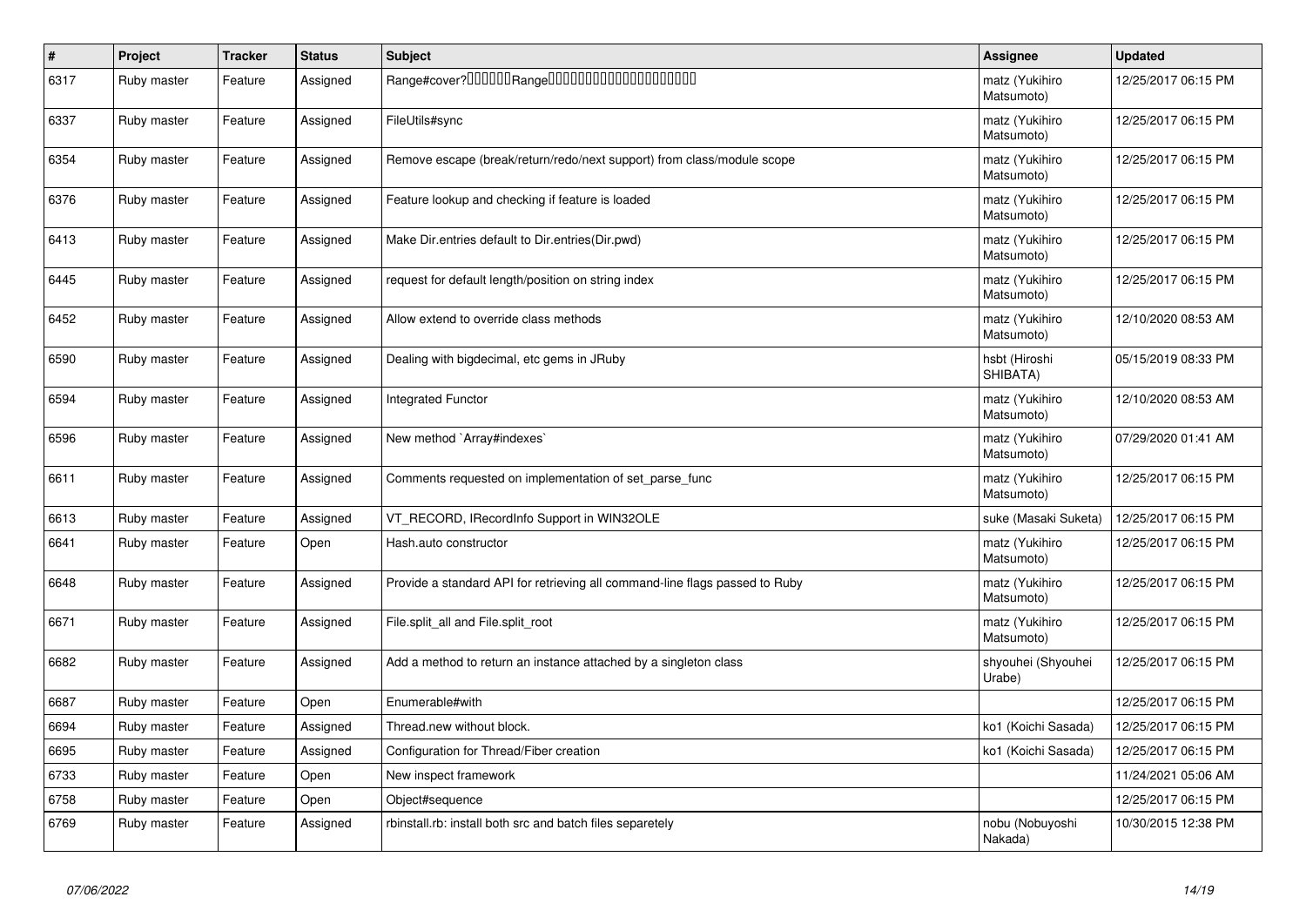| # | Project | Tracker | Status | Subject | Assignee | Updated |
| --- | --- | --- | --- | --- | --- | --- |
| 6317 | Ruby master | Feature | Assigned | Range#cover?□□□□□□Range□□□□□□□□□□□□□□□□□□□□ | matz (Yukihiro Matsumoto) | 12/25/2017 06:15 PM |
| 6337 | Ruby master | Feature | Assigned | FileUtils#sync | matz (Yukihiro Matsumoto) | 12/25/2017 06:15 PM |
| 6354 | Ruby master | Feature | Assigned | Remove escape (break/return/redo/next support) from class/module scope | matz (Yukihiro Matsumoto) | 12/25/2017 06:15 PM |
| 6376 | Ruby master | Feature | Assigned | Feature lookup and checking if feature is loaded | matz (Yukihiro Matsumoto) | 12/25/2017 06:15 PM |
| 6413 | Ruby master | Feature | Assigned | Make Dir.entries default to Dir.entries(Dir.pwd) | matz (Yukihiro Matsumoto) | 12/25/2017 06:15 PM |
| 6445 | Ruby master | Feature | Assigned | request for default length/position on string index | matz (Yukihiro Matsumoto) | 12/25/2017 06:15 PM |
| 6452 | Ruby master | Feature | Assigned | Allow extend to override class methods | matz (Yukihiro Matsumoto) | 12/10/2020 08:53 AM |
| 6590 | Ruby master | Feature | Assigned | Dealing with bigdecimal, etc gems in JRuby | hsbt (Hiroshi SHIBATA) | 05/15/2019 08:33 PM |
| 6594 | Ruby master | Feature | Assigned | Integrated Functor | matz (Yukihiro Matsumoto) | 12/10/2020 08:53 AM |
| 6596 | Ruby master | Feature | Assigned | New method `Array#indexes` | matz (Yukihiro Matsumoto) | 07/29/2020 01:41 AM |
| 6611 | Ruby master | Feature | Assigned | Comments requested on implementation of set_parse_func | matz (Yukihiro Matsumoto) | 12/25/2017 06:15 PM |
| 6613 | Ruby master | Feature | Assigned | VT_RECORD, IRecordInfo Support in WIN32OLE | suke (Masaki Suketa) | 12/25/2017 06:15 PM |
| 6641 | Ruby master | Feature | Open | Hash.auto constructor | matz (Yukihiro Matsumoto) | 12/25/2017 06:15 PM |
| 6648 | Ruby master | Feature | Assigned | Provide a standard API for retrieving all command-line flags passed to Ruby | matz (Yukihiro Matsumoto) | 12/25/2017 06:15 PM |
| 6671 | Ruby master | Feature | Assigned | File.split_all and File.split_root | matz (Yukihiro Matsumoto) | 12/25/2017 06:15 PM |
| 6682 | Ruby master | Feature | Assigned | Add a method to return an instance attached by a singleton class | shyouhei (Shyouhei Urabe) | 12/25/2017 06:15 PM |
| 6687 | Ruby master | Feature | Open | Enumerable#with | | 12/25/2017 06:15 PM |
| 6694 | Ruby master | Feature | Assigned | Thread.new without block. | ko1 (Koichi Sasada) | 12/25/2017 06:15 PM |
| 6695 | Ruby master | Feature | Assigned | Configuration for Thread/Fiber creation | ko1 (Koichi Sasada) | 12/25/2017 06:15 PM |
| 6733 | Ruby master | Feature | Open | New inspect framework | | 11/24/2021 05:06 AM |
| 6758 | Ruby master | Feature | Open | Object#sequence | | 12/25/2017 06:15 PM |
| 6769 | Ruby master | Feature | Assigned | rbinstall.rb: install both src and batch files separetely | nobu (Nobuyoshi Nakada) | 10/30/2015 12:38 PM |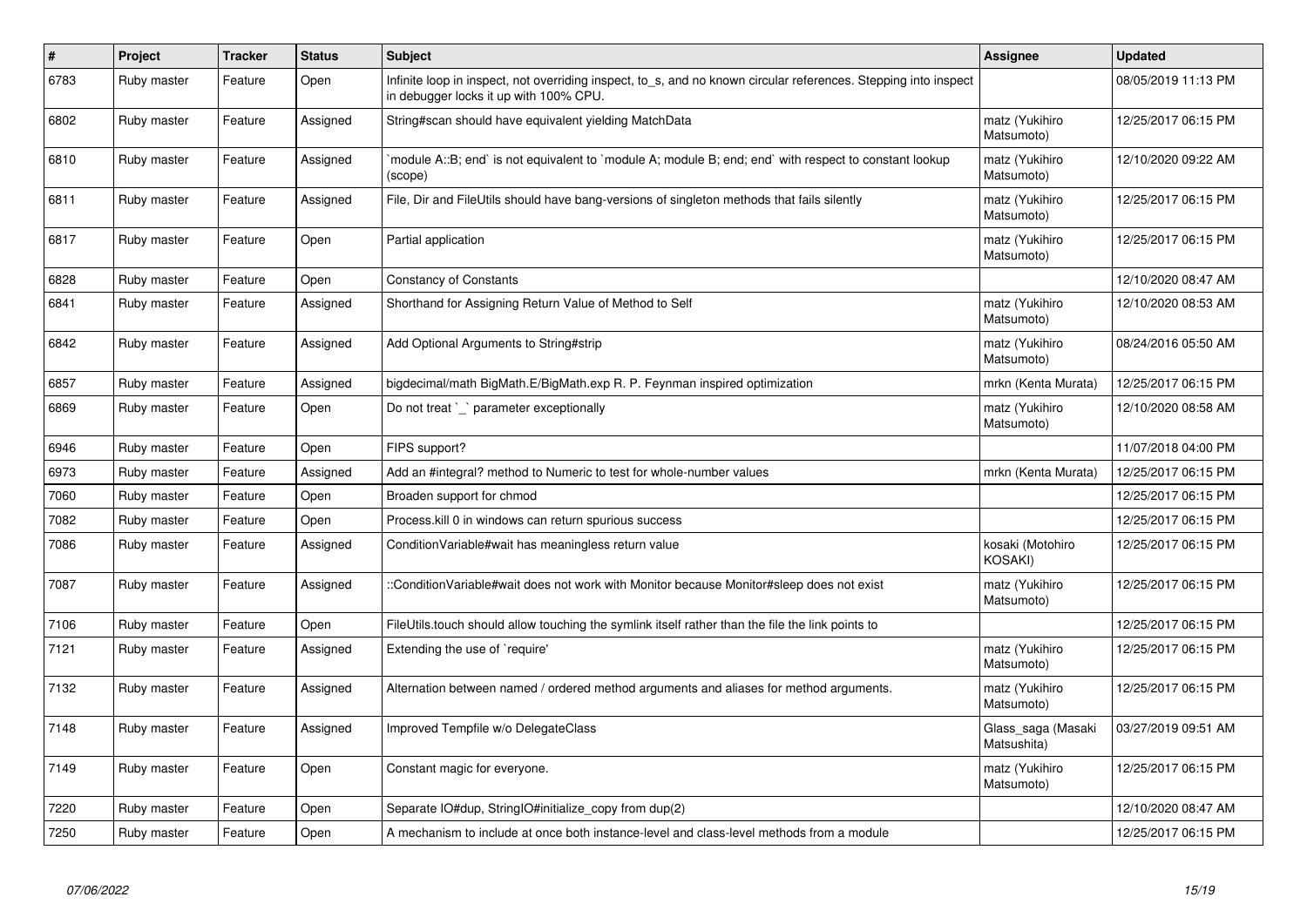| # | Project | Tracker | Status | Subject | Assignee | Updated |
|---|---|---|---|---|---|---|
| 6783 | Ruby master | Feature | Open | Infinite loop in inspect, not overriding inspect, to_s, and no known circular references. Stepping into inspect in debugger locks it up with 100% CPU. | | 08/05/2019 11:13 PM |
| 6802 | Ruby master | Feature | Assigned | String#scan should have equivalent yielding MatchData | matz (Yukihiro Matsumoto) | 12/25/2017 06:15 PM |
| 6810 | Ruby master | Feature | Assigned | `module A::B; end` is not equivalent to `module A; module B; end; end` with respect to constant lookup (scope) | matz (Yukihiro Matsumoto) | 12/10/2020 09:22 AM |
| 6811 | Ruby master | Feature | Assigned | File, Dir and FileUtils should have bang-versions of singleton methods that fails silently | matz (Yukihiro Matsumoto) | 12/25/2017 06:15 PM |
| 6817 | Ruby master | Feature | Open | Partial application | matz (Yukihiro Matsumoto) | 12/25/2017 06:15 PM |
| 6828 | Ruby master | Feature | Open | Constancy of Constants | | 12/10/2020 08:47 AM |
| 6841 | Ruby master | Feature | Assigned | Shorthand for Assigning Return Value of Method to Self | matz (Yukihiro Matsumoto) | 12/10/2020 08:53 AM |
| 6842 | Ruby master | Feature | Assigned | Add Optional Arguments to String#strip | matz (Yukihiro Matsumoto) | 08/24/2016 05:50 AM |
| 6857 | Ruby master | Feature | Assigned | bigdecimal/math BigMath.E/BigMath.exp R. P. Feynman inspired optimization | mrkn (Kenta Murata) | 12/25/2017 06:15 PM |
| 6869 | Ruby master | Feature | Open | Do not treat `_` parameter exceptionally | matz (Yukihiro Matsumoto) | 12/10/2020 08:58 AM |
| 6946 | Ruby master | Feature | Open | FIPS support? | | 11/07/2018 04:00 PM |
| 6973 | Ruby master | Feature | Assigned | Add an #integral? method to Numeric to test for whole-number values | mrkn (Kenta Murata) | 12/25/2017 06:15 PM |
| 7060 | Ruby master | Feature | Open | Broaden support for chmod | | 12/25/2017 06:15 PM |
| 7082 | Ruby master | Feature | Open | Process.kill 0 in windows can return spurious success | | 12/25/2017 06:15 PM |
| 7086 | Ruby master | Feature | Assigned | ConditionVariable#wait has meaningless return value | kosaki (Motohiro KOSAKI) | 12/25/2017 06:15 PM |
| 7087 | Ruby master | Feature | Assigned | ::ConditionVariable#wait does not work with Monitor because Monitor#sleep does not exist | matz (Yukihiro Matsumoto) | 12/25/2017 06:15 PM |
| 7106 | Ruby master | Feature | Open | FileUtils.touch should allow touching the symlink itself rather than the file the link points to | | 12/25/2017 06:15 PM |
| 7121 | Ruby master | Feature | Assigned | Extending the use of `require' | matz (Yukihiro Matsumoto) | 12/25/2017 06:15 PM |
| 7132 | Ruby master | Feature | Assigned | Alternation between named / ordered method arguments and aliases for method arguments. | matz (Yukihiro Matsumoto) | 12/25/2017 06:15 PM |
| 7148 | Ruby master | Feature | Assigned | Improved Tempfile w/o DelegateClass | Glass_saga (Masaki Matsushita) | 03/27/2019 09:51 AM |
| 7149 | Ruby master | Feature | Open | Constant magic for everyone. | matz (Yukihiro Matsumoto) | 12/25/2017 06:15 PM |
| 7220 | Ruby master | Feature | Open | Separate IO#dup, StringIO#initialize_copy from dup(2) | | 12/10/2020 08:47 AM |
| 7250 | Ruby master | Feature | Open | A mechanism to include at once both instance-level and class-level methods from a module | | 12/25/2017 06:15 PM |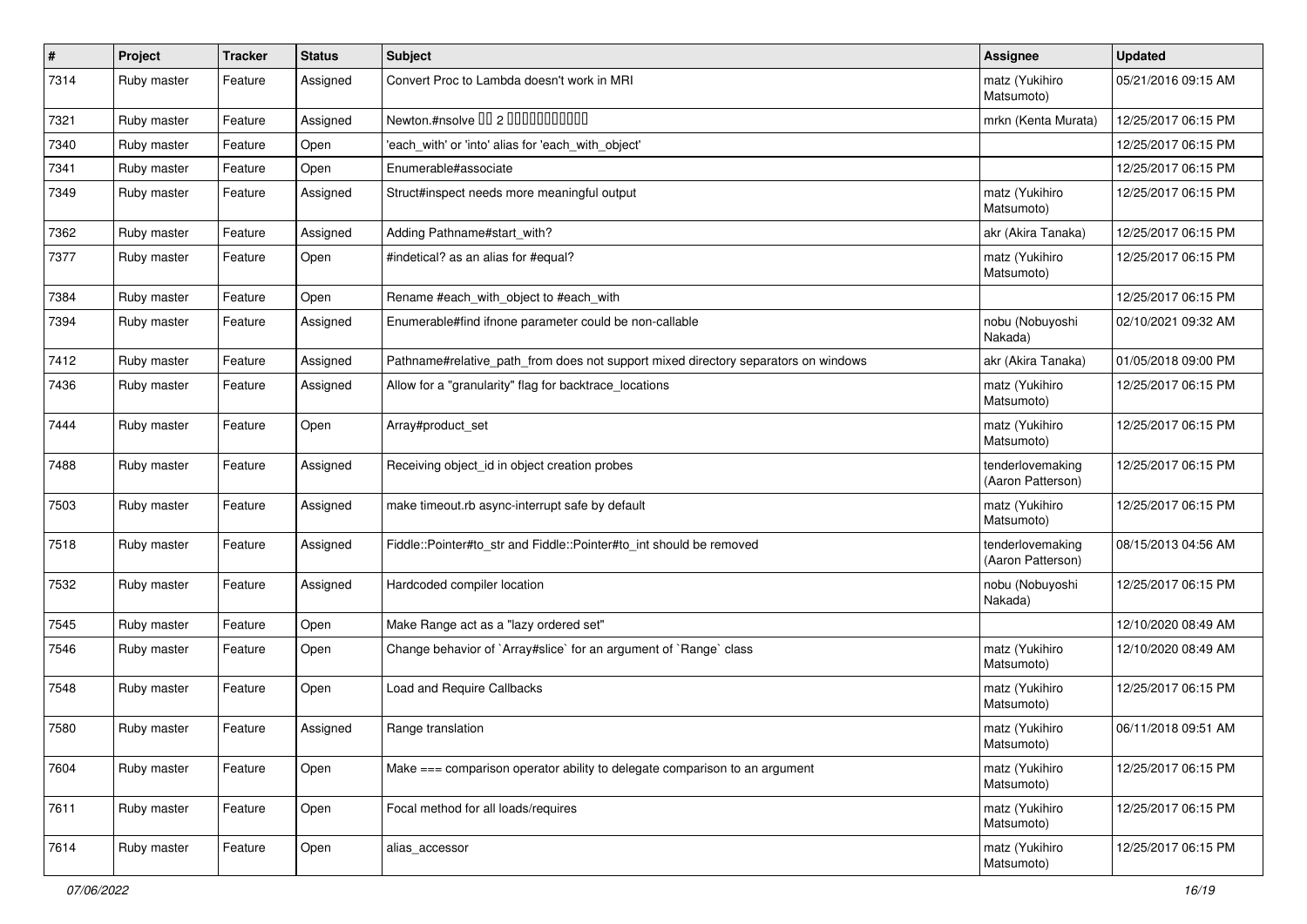| # | Project | Tracker | Status | Subject | Assignee | Updated |
|---|---|---|---|---|---|---|
| 7314 | Ruby master | Feature | Assigned | Convert Proc to Lambda doesn't work in MRI | matz (Yukihiro Matsumoto) | 05/21/2016 09:15 AM |
| 7321 | Ruby master | Feature | Assigned | Newton.#nsolve 00 2 0000000000 | mrkn (Kenta Murata) | 12/25/2017 06:15 PM |
| 7340 | Ruby master | Feature | Open | 'each_with' or 'into' alias for 'each_with_object' | | 12/25/2017 06:15 PM |
| 7341 | Ruby master | Feature | Open | Enumerable#associate | | 12/25/2017 06:15 PM |
| 7349 | Ruby master | Feature | Assigned | Struct#inspect needs more meaningful output | matz (Yukihiro Matsumoto) | 12/25/2017 06:15 PM |
| 7362 | Ruby master | Feature | Assigned | Adding Pathname#start_with? | akr (Akira Tanaka) | 12/25/2017 06:15 PM |
| 7377 | Ruby master | Feature | Open | #indetical? as an alias for #equal? | matz (Yukihiro Matsumoto) | 12/25/2017 06:15 PM |
| 7384 | Ruby master | Feature | Open | Rename #each_with_object to #each_with | | 12/25/2017 06:15 PM |
| 7394 | Ruby master | Feature | Assigned | Enumerable#find ifnone parameter could be non-callable | nobu (Nobuyoshi Nakada) | 02/10/2021 09:32 AM |
| 7412 | Ruby master | Feature | Assigned | Pathname#relative_path_from does not support mixed directory separators on windows | akr (Akira Tanaka) | 01/05/2018 09:00 PM |
| 7436 | Ruby master | Feature | Assigned | Allow for a "granularity" flag for backtrace_locations | matz (Yukihiro Matsumoto) | 12/25/2017 06:15 PM |
| 7444 | Ruby master | Feature | Open | Array#product_set | matz (Yukihiro Matsumoto) | 12/25/2017 06:15 PM |
| 7488 | Ruby master | Feature | Assigned | Receiving object_id in object creation probes | tenderlovemaking (Aaron Patterson) | 12/25/2017 06:15 PM |
| 7503 | Ruby master | Feature | Assigned | make timeout.rb async-interrupt safe by default | matz (Yukihiro Matsumoto) | 12/25/2017 06:15 PM |
| 7518 | Ruby master | Feature | Assigned | Fiddle::Pointer#to_str and Fiddle::Pointer#to_int should be removed | tenderlovemaking (Aaron Patterson) | 08/15/2013 04:56 AM |
| 7532 | Ruby master | Feature | Assigned | Hardcoded compiler location | nobu (Nobuyoshi Nakada) | 12/25/2017 06:15 PM |
| 7545 | Ruby master | Feature | Open | Make Range act as a "lazy ordered set" | | 12/10/2020 08:49 AM |
| 7546 | Ruby master | Feature | Open | Change behavior of `Array#slice` for an argument of `Range` class | matz (Yukihiro Matsumoto) | 12/10/2020 08:49 AM |
| 7548 | Ruby master | Feature | Open | Load and Require Callbacks | matz (Yukihiro Matsumoto) | 12/25/2017 06:15 PM |
| 7580 | Ruby master | Feature | Assigned | Range translation | matz (Yukihiro Matsumoto) | 06/11/2018 09:51 AM |
| 7604 | Ruby master | Feature | Open | Make === comparison operator ability to delegate comparison to an argument | matz (Yukihiro Matsumoto) | 12/25/2017 06:15 PM |
| 7611 | Ruby master | Feature | Open | Focal method for all loads/requires | matz (Yukihiro Matsumoto) | 12/25/2017 06:15 PM |
| 7614 | Ruby master | Feature | Open | alias_accessor | matz (Yukihiro Matsumoto) | 12/25/2017 06:15 PM |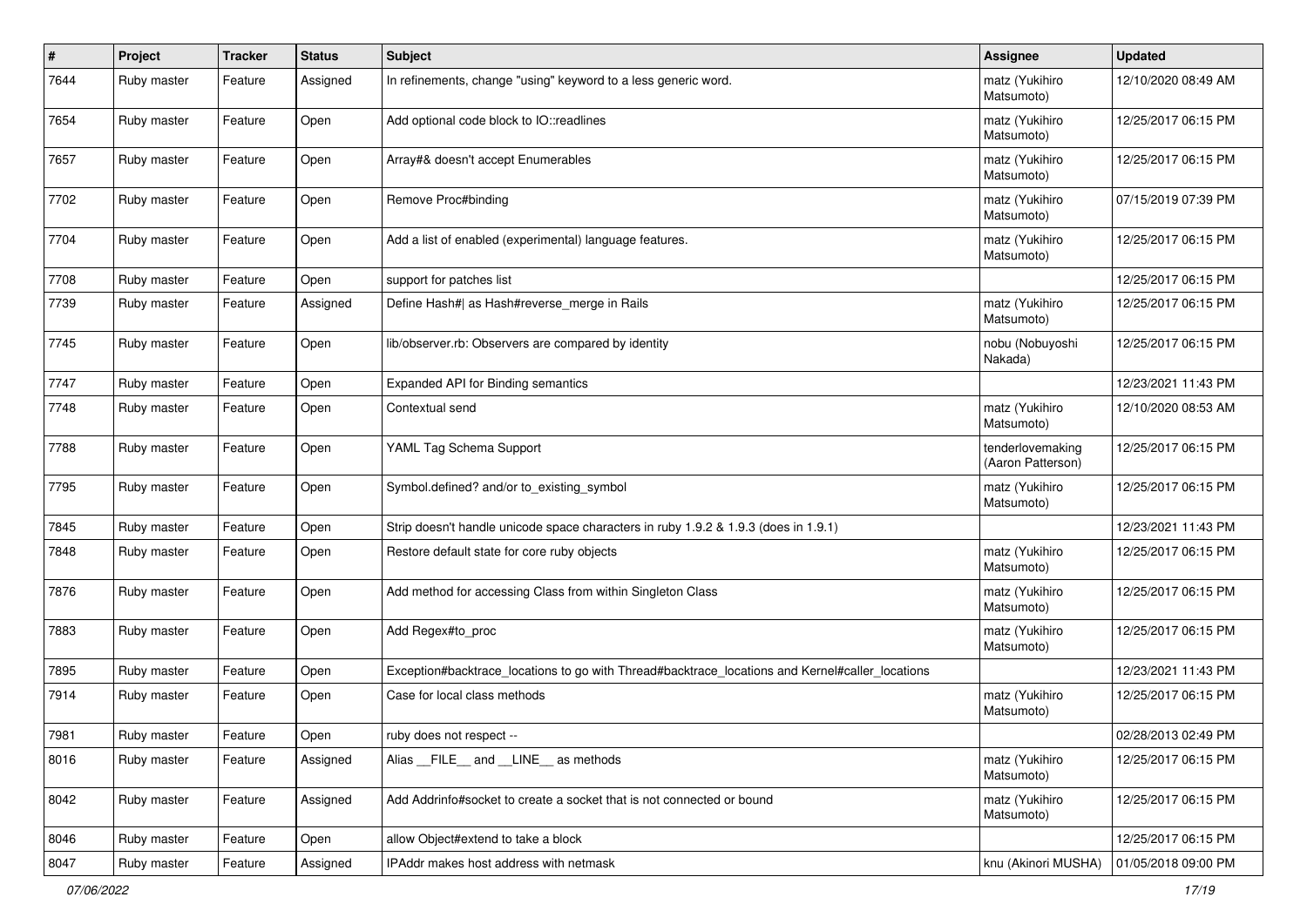| # | Project | Tracker | Status | Subject | Assignee | Updated |
|---|---|---|---|---|---|---|
| 7644 | Ruby master | Feature | Assigned | In refinements, change "using" keyword to a less generic word. | matz (Yukihiro Matsumoto) | 12/10/2020 08:49 AM |
| 7654 | Ruby master | Feature | Open | Add optional code block to IO::readlines | matz (Yukihiro Matsumoto) | 12/25/2017 06:15 PM |
| 7657 | Ruby master | Feature | Open | Array#& doesn't accept Enumerables | matz (Yukihiro Matsumoto) | 12/25/2017 06:15 PM |
| 7702 | Ruby master | Feature | Open | Remove Proc#binding | matz (Yukihiro Matsumoto) | 07/15/2019 07:39 PM |
| 7704 | Ruby master | Feature | Open | Add a list of enabled (experimental) language features. | matz (Yukihiro Matsumoto) | 12/25/2017 06:15 PM |
| 7708 | Ruby master | Feature | Open | support for patches list | | 12/25/2017 06:15 PM |
| 7739 | Ruby master | Feature | Assigned | Define Hash#\| as Hash#reverse_merge in Rails | matz (Yukihiro Matsumoto) | 12/25/2017 06:15 PM |
| 7745 | Ruby master | Feature | Open | lib/observer.rb: Observers are compared by identity | nobu (Nobuyoshi Nakada) | 12/25/2017 06:15 PM |
| 7747 | Ruby master | Feature | Open | Expanded API for Binding semantics | | 12/23/2021 11:43 PM |
| 7748 | Ruby master | Feature | Open | Contextual send | matz (Yukihiro Matsumoto) | 12/10/2020 08:53 AM |
| 7788 | Ruby master | Feature | Open | YAML Tag Schema Support | tenderlovemaking (Aaron Patterson) | 12/25/2017 06:15 PM |
| 7795 | Ruby master | Feature | Open | Symbol.defined? and/or to_existing_symbol | matz (Yukihiro Matsumoto) | 12/25/2017 06:15 PM |
| 7845 | Ruby master | Feature | Open | Strip doesn't handle unicode space characters in ruby 1.9.2 & 1.9.3 (does in 1.9.1) | | 12/23/2021 11:43 PM |
| 7848 | Ruby master | Feature | Open | Restore default state for core ruby objects | matz (Yukihiro Matsumoto) | 12/25/2017 06:15 PM |
| 7876 | Ruby master | Feature | Open | Add method for accessing Class from within Singleton Class | matz (Yukihiro Matsumoto) | 12/25/2017 06:15 PM |
| 7883 | Ruby master | Feature | Open | Add Regex#to_proc | matz (Yukihiro Matsumoto) | 12/25/2017 06:15 PM |
| 7895 | Ruby master | Feature | Open | Exception#backtrace_locations to go with Thread#backtrace_locations and Kernel#caller_locations | | 12/23/2021 11:43 PM |
| 7914 | Ruby master | Feature | Open | Case for local class methods | matz (Yukihiro Matsumoto) | 12/25/2017 06:15 PM |
| 7981 | Ruby master | Feature | Open | ruby does not respect -- | | 02/28/2013 02:49 PM |
| 8016 | Ruby master | Feature | Assigned | Alias __FILE__ and __LINE__ as methods | matz (Yukihiro Matsumoto) | 12/25/2017 06:15 PM |
| 8042 | Ruby master | Feature | Assigned | Add Addrinfo#socket to create a socket that is not connected or bound | matz (Yukihiro Matsumoto) | 12/25/2017 06:15 PM |
| 8046 | Ruby master | Feature | Open | allow Object#extend to take a block | | 12/25/2017 06:15 PM |
| 8047 | Ruby master | Feature | Assigned | IPAddr makes host address with netmask | knu (Akinori MUSHA) | 01/05/2018 09:00 PM |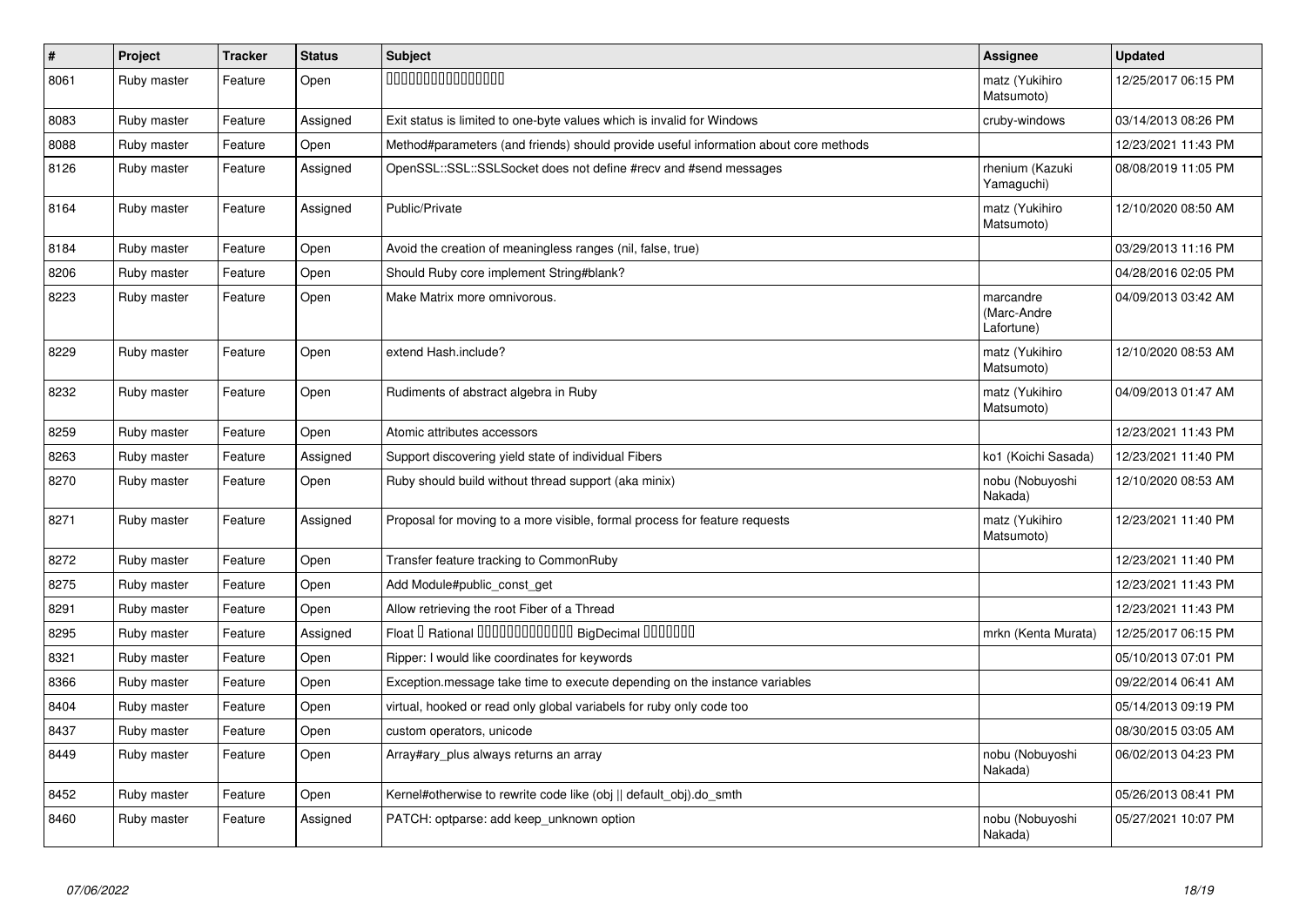| # | Project | Tracker | Status | Subject | Assignee | Updated |
|---|---|---|---|---|---|---|
| 8061 | Ruby master | Feature | Open | 0000000000000000 | matz (Yukihiro Matsumoto) | 12/25/2017 06:15 PM |
| 8083 | Ruby master | Feature | Assigned | Exit status is limited to one-byte values which is invalid for Windows | cruby-windows | 03/14/2013 08:26 PM |
| 8088 | Ruby master | Feature | Open | Method#parameters (and friends) should provide useful information about core methods | | 12/23/2021 11:43 PM |
| 8126 | Ruby master | Feature | Assigned | OpenSSL::SSL::SSLSocket does not define #recv and #send messages | rhenium (Kazuki Yamaguchi) | 08/08/2019 11:05 PM |
| 8164 | Ruby master | Feature | Assigned | Public/Private | matz (Yukihiro Matsumoto) | 12/10/2020 08:50 AM |
| 8184 | Ruby master | Feature | Open | Avoid the creation of meaningless ranges (nil, false, true) | | 03/29/2013 11:16 PM |
| 8206 | Ruby master | Feature | Open | Should Ruby core implement String#blank? | | 04/28/2016 02:05 PM |
| 8223 | Ruby master | Feature | Open | Make Matrix more omnivorous. | marcandre (Marc-Andre Lafortune) | 04/09/2013 03:42 AM |
| 8229 | Ruby master | Feature | Open | extend Hash.include? | matz (Yukihiro Matsumoto) | 12/10/2020 08:53 AM |
| 8232 | Ruby master | Feature | Open | Rudiments of abstract algebra in Ruby | matz (Yukihiro Matsumoto) | 04/09/2013 01:47 AM |
| 8259 | Ruby master | Feature | Open | Atomic attributes accessors | | 12/23/2021 11:43 PM |
| 8263 | Ruby master | Feature | Assigned | Support discovering yield state of individual Fibers | ko1 (Koichi Sasada) | 12/23/2021 11:40 PM |
| 8270 | Ruby master | Feature | Open | Ruby should build without thread support (aka minix) | nobu (Nobuyoshi Nakada) | 12/10/2020 08:53 AM |
| 8271 | Ruby master | Feature | Assigned | Proposal for moving to a more visible, formal process for feature requests | matz (Yukihiro Matsumoto) | 12/23/2021 11:40 PM |
| 8272 | Ruby master | Feature | Open | Transfer feature tracking to CommonRuby | | 12/23/2021 11:40 PM |
| 8275 | Ruby master | Feature | Open | Add Module#public_const_get | | 12/23/2021 11:43 PM |
| 8291 | Ruby master | Feature | Open | Allow retrieving the root Fiber of a Thread | | 12/23/2021 11:43 PM |
| 8295 | Ruby master | Feature | Assigned | Float 0 Rational 0000000000000 BigDecimal 0000000 | mrkn (Kenta Murata) | 12/25/2017 06:15 PM |
| 8321 | Ruby master | Feature | Open | Ripper: I would like coordinates for keywords | | 05/10/2013 07:01 PM |
| 8366 | Ruby master | Feature | Open | Exception.message take time to execute depending on the instance variables | | 09/22/2014 06:41 AM |
| 8404 | Ruby master | Feature | Open | virtual, hooked or read only global variabels for ruby only code too | | 05/14/2013 09:19 PM |
| 8437 | Ruby master | Feature | Open | custom operators, unicode | | 08/30/2015 03:05 AM |
| 8449 | Ruby master | Feature | Open | Array#ary_plus always returns an array | nobu (Nobuyoshi Nakada) | 06/02/2013 04:23 PM |
| 8452 | Ruby master | Feature | Open | Kernel#otherwise to rewrite code like (obj \|\| default_obj).do_smth | | 05/26/2013 08:41 PM |
| 8460 | Ruby master | Feature | Assigned | PATCH: optparse: add keep_unknown option | nobu (Nobuyoshi Nakada) | 05/27/2021 10:07 PM |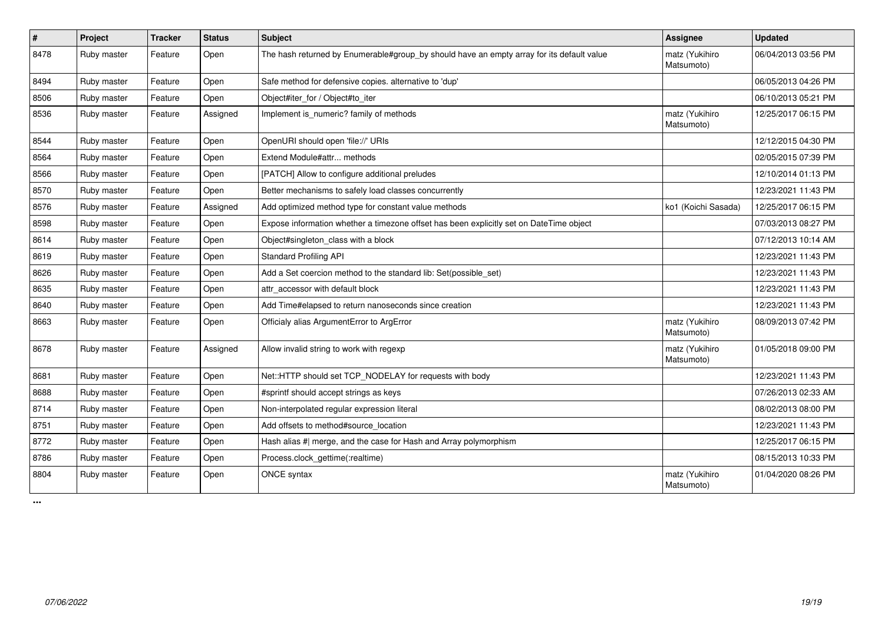| # | Project | Tracker | Status | Subject | Assignee | Updated |
|---|---|---|---|---|---|---|
| 8478 | Ruby master | Feature | Open | The hash returned by Enumerable#group_by should have an empty array for its default value | matz (Yukihiro Matsumoto) | 06/04/2013 03:56 PM |
| 8494 | Ruby master | Feature | Open | Safe method for defensive copies. alternative to 'dup' | | 06/05/2013 04:26 PM |
| 8506 | Ruby master | Feature | Open | Object#iter_for / Object#to_iter | | 06/10/2013 05:21 PM |
| 8536 | Ruby master | Feature | Assigned | Implement is_numeric? family of methods | matz (Yukihiro Matsumoto) | 12/25/2017 06:15 PM |
| 8544 | Ruby master | Feature | Open | OpenURI should open 'file://' URIs | | 12/12/2015 04:30 PM |
| 8564 | Ruby master | Feature | Open | Extend Module#attr... methods | | 02/05/2015 07:39 PM |
| 8566 | Ruby master | Feature | Open | [PATCH] Allow to configure additional preludes | | 12/10/2014 01:13 PM |
| 8570 | Ruby master | Feature | Open | Better mechanisms to safely load classes concurrently | | 12/23/2021 11:43 PM |
| 8576 | Ruby master | Feature | Assigned | Add optimized method type for constant value methods | ko1 (Koichi Sasada) | 12/25/2017 06:15 PM |
| 8598 | Ruby master | Feature | Open | Expose information whether a timezone offset has been explicitly set on DateTime object | | 07/03/2013 08:27 PM |
| 8614 | Ruby master | Feature | Open | Object#singleton_class with a block | | 07/12/2013 10:14 AM |
| 8619 | Ruby master | Feature | Open | Standard Profiling API | | 12/23/2021 11:43 PM |
| 8626 | Ruby master | Feature | Open | Add a Set coercion method to the standard lib: Set(possible_set) | | 12/23/2021 11:43 PM |
| 8635 | Ruby master | Feature | Open | attr_accessor with default block | | 12/23/2021 11:43 PM |
| 8640 | Ruby master | Feature | Open | Add Time#elapsed to return nanoseconds since creation | | 12/23/2021 11:43 PM |
| 8663 | Ruby master | Feature | Open | Officialy alias ArgumentError to ArgError | matz (Yukihiro Matsumoto) | 08/09/2013 07:42 PM |
| 8678 | Ruby master | Feature | Assigned | Allow invalid string to work with regexp | matz (Yukihiro Matsumoto) | 01/05/2018 09:00 PM |
| 8681 | Ruby master | Feature | Open | Net::HTTP should set TCP_NODELAY for requests with body | | 12/23/2021 11:43 PM |
| 8688 | Ruby master | Feature | Open | #sprintf should accept strings as keys | | 07/26/2013 02:33 AM |
| 8714 | Ruby master | Feature | Open | Non-interpolated regular expression literal | | 08/02/2013 08:00 PM |
| 8751 | Ruby master | Feature | Open | Add offsets to method#source_location | | 12/23/2021 11:43 PM |
| 8772 | Ruby master | Feature | Open | Hash alias #\| merge, and the case for Hash and Array polymorphism | | 12/25/2017 06:15 PM |
| 8786 | Ruby master | Feature | Open | Process.clock_gettime(:realtime) | | 08/15/2013 10:33 PM |
| 8804 | Ruby master | Feature | Open | ONCE syntax | matz (Yukihiro Matsumoto) | 01/04/2020 08:26 PM |

...